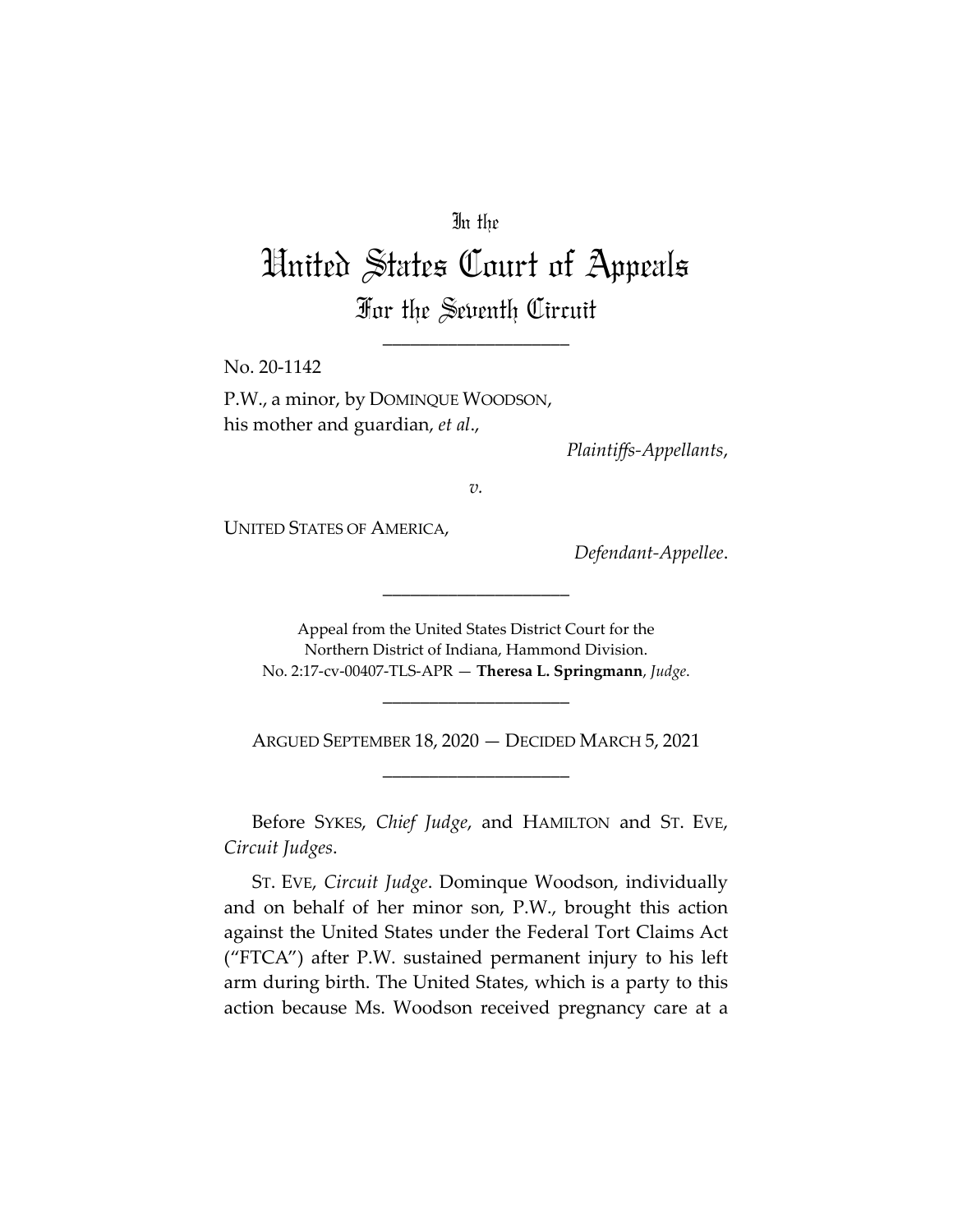In the

# United States Court of Appeals

## For the Seventh Circuit

____________________

No. 20-1142

P.W., a minor, by DOMINQUE WOODSON, his mother and guardian, *et al*.,

*Plaintiffs-Appellants*,

*v.*

UNITED STATES OF AMERICA,

*Defendant-Appellee*.

____________________

Appeal from the United States District Court for the Northern District of Indiana, Hammond Division.
No. 2:17-cv-00407-TLS-APR — **Theresa L. Springmann**, *Judge*.

____________________

ARGUED SEPTEMBER 18, 2020 — DECIDED MARCH 5, 2021

____________________

Before SYKES, *Chief Judge*, and HAMILTON and ST. EVE, *Circuit Judges*.

ST. EVE, *Circuit Judge*. Dominque Woodson, individually and on behalf of her minor son, P.W., brought this action against the United States under the Federal Tort Claims Act ("FTCA") after P.W. sustained permanent injury to his left arm during birth. The United States, which is a party to this action because Ms. Woodson received pregnancy care at a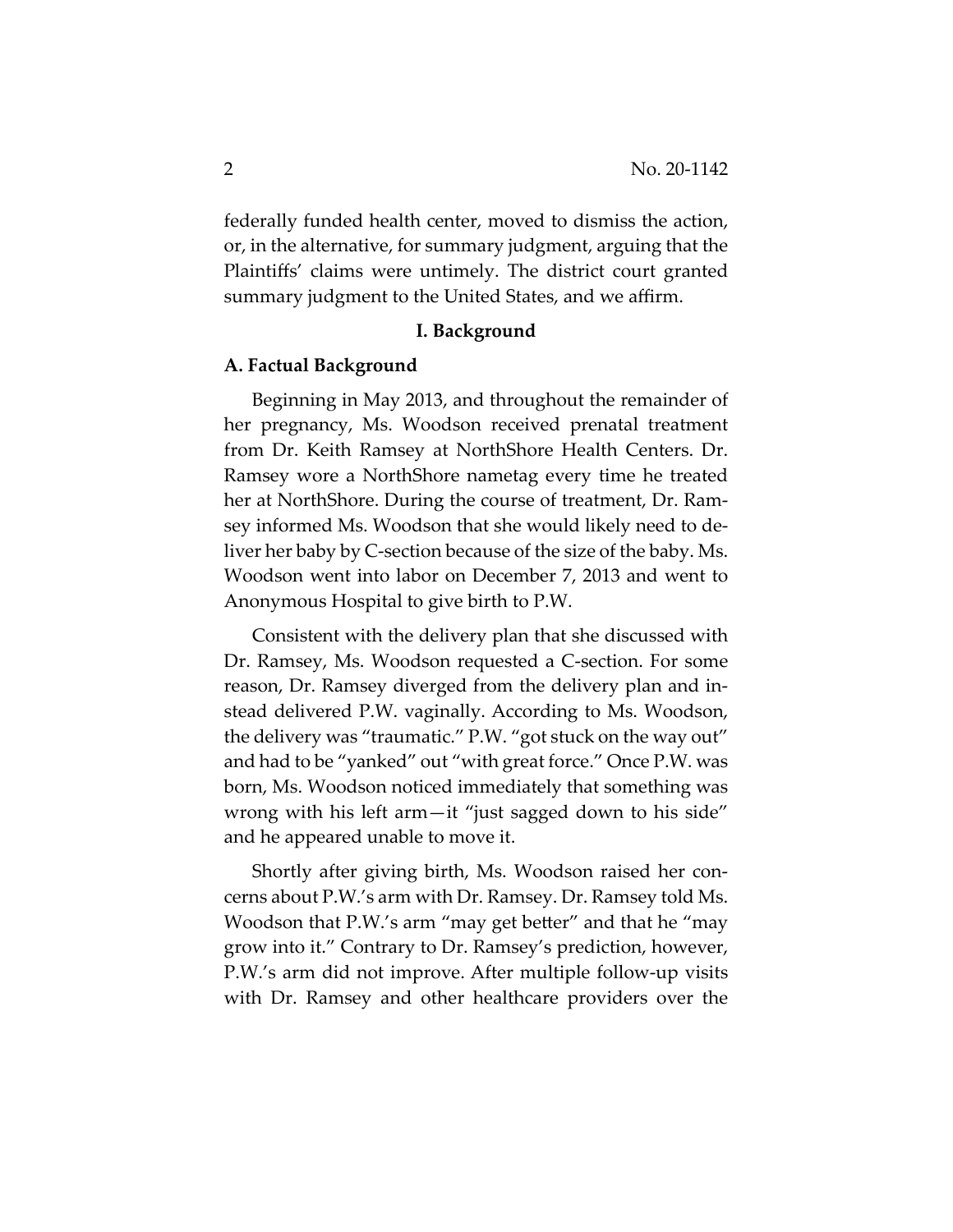federally funded health center, moved to dismiss the action, or, in the alternative, for summary judgment, arguing that the Plaintiffs' claims were untimely. The district court granted summary judgment to the United States, and we affirm.

## I. Background

### A. Factual Background

Beginning in May 2013, and throughout the remainder of her pregnancy, Ms. Woodson received prenatal treatment from Dr. Keith Ramsey at NorthShore Health Centers. Dr. Ramsey wore a NorthShore nametag every time he treated her at NorthShore. During the course of treatment, Dr. Ramsey informed Ms. Woodson that she would likely need to deliver her baby by C-section because of the size of the baby. Ms. Woodson went into labor on December 7, 2013 and went to Anonymous Hospital to give birth to P.W.

Consistent with the delivery plan that she discussed with Dr. Ramsey, Ms. Woodson requested a C-section. For some reason, Dr. Ramsey diverged from the delivery plan and instead delivered P.W. vaginally. According to Ms. Woodson, the delivery was "traumatic." P.W. "got stuck on the way out" and had to be "yanked" out "with great force." Once P.W. was born, Ms. Woodson noticed immediately that something was wrong with his left arm—it "just sagged down to his side" and he appeared unable to move it.

Shortly after giving birth, Ms. Woodson raised her concerns about P.W.'s arm with Dr. Ramsey. Dr. Ramsey told Ms. Woodson that P.W.'s arm "may get better" and that he "may grow into it." Contrary to Dr. Ramsey's prediction, however, P.W.'s arm did not improve. After multiple follow-up visits with Dr. Ramsey and other healthcare providers over the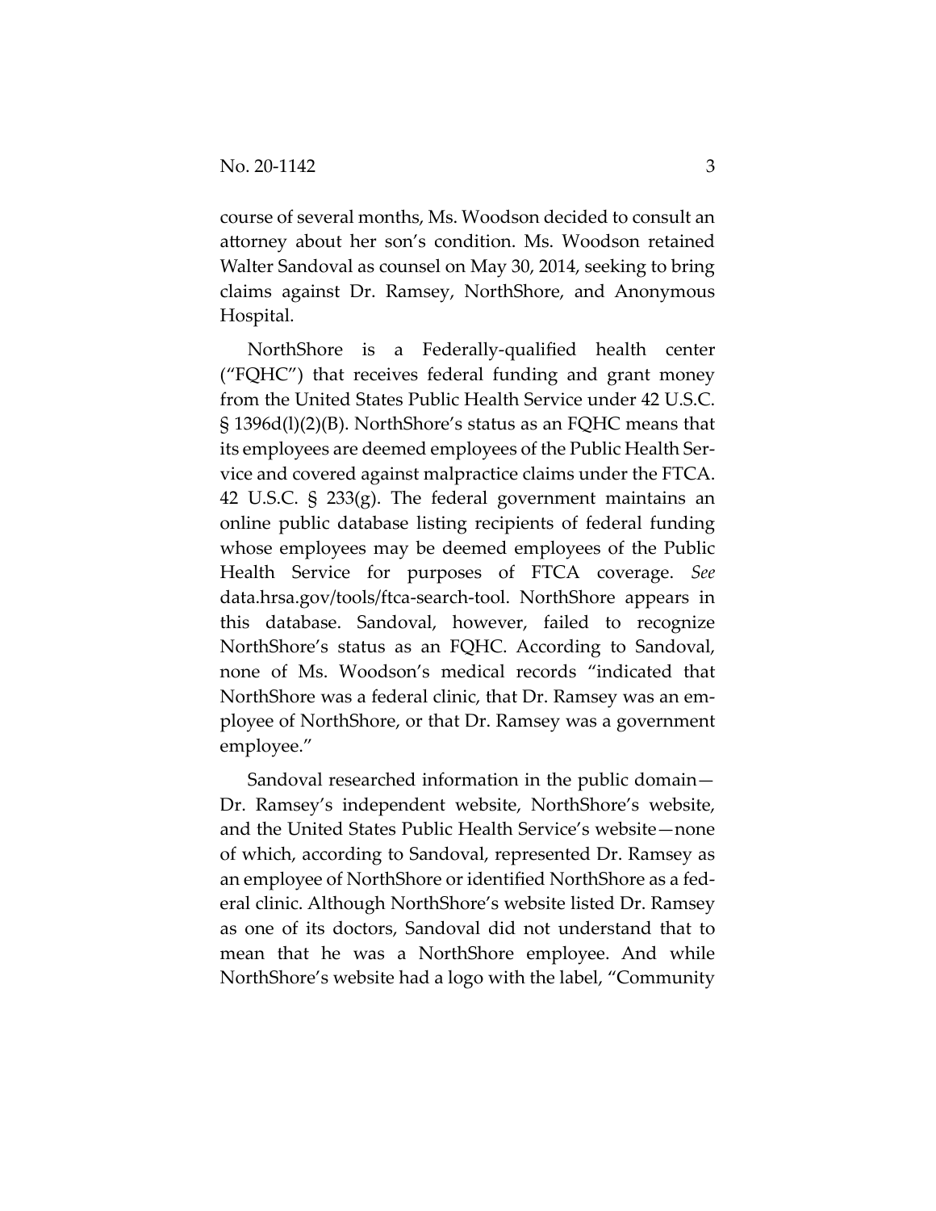course of several months, Ms. Woodson decided to consult an attorney about her son's condition. Ms. Woodson retained Walter Sandoval as counsel on May 30, 2014, seeking to bring claims against Dr. Ramsey, NorthShore, and Anonymous Hospital.

NorthShore is a Federally-qualified health center ("FQHC") that receives federal funding and grant money from the United States Public Health Service under 42 U.S.C. § 1396d(l)(2)(B). NorthShore's status as an FQHC means that its employees are deemed employees of the Public Health Service and covered against malpractice claims under the FTCA. 42 U.S.C. § 233(g). The federal government maintains an online public database listing recipients of federal funding whose employees may be deemed employees of the Public Health Service for purposes of FTCA coverage. *See* data.hrsa.gov/tools/ftca-search-tool. NorthShore appears in this database. Sandoval, however, failed to recognize NorthShore's status as an FQHC. According to Sandoval, none of Ms. Woodson's medical records "indicated that NorthShore was a federal clinic, that Dr. Ramsey was an employee of NorthShore, or that Dr. Ramsey was a government employee."

Sandoval researched information in the public domain—Dr. Ramsey's independent website, NorthShore's website, and the United States Public Health Service's website—none of which, according to Sandoval, represented Dr. Ramsey as an employee of NorthShore or identified NorthShore as a federal clinic. Although NorthShore's website listed Dr. Ramsey as one of its doctors, Sandoval did not understand that to mean that he was a NorthShore employee. And while NorthShore's website had a logo with the label, "Community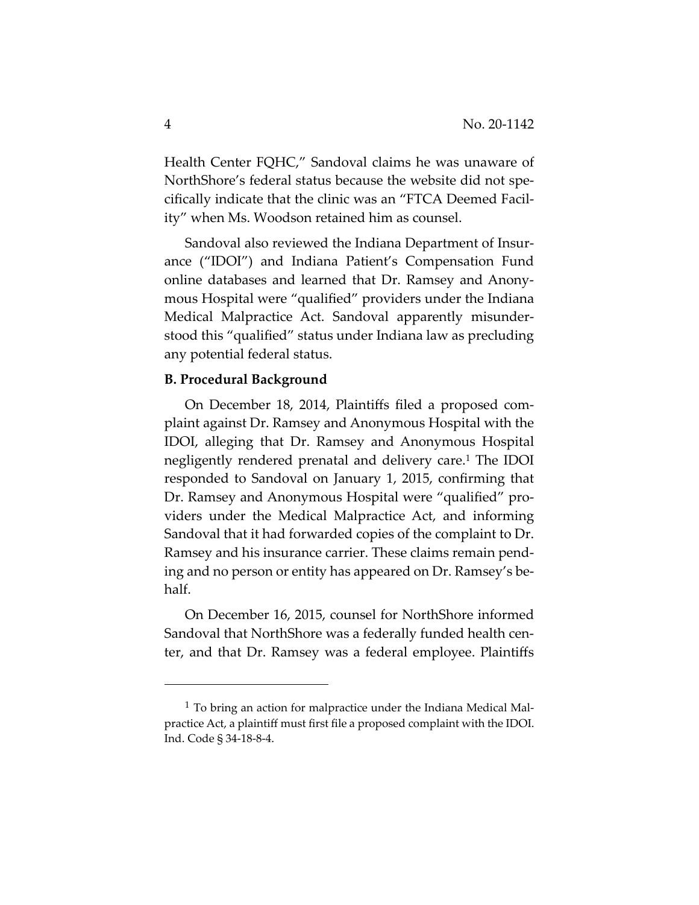Health Center FQHC," Sandoval claims he was unaware of NorthShore's federal status because the website did not specifically indicate that the clinic was an "FTCA Deemed Facility" when Ms. Woodson retained him as counsel.

Sandoval also reviewed the Indiana Department of Insurance ("IDOI") and Indiana Patient's Compensation Fund online databases and learned that Dr. Ramsey and Anonymous Hospital were "qualified" providers under the Indiana Medical Malpractice Act. Sandoval apparently misunderstood this "qualified" status under Indiana law as precluding any potential federal status.

**B. Procedural Background**

On December 18, 2014, Plaintiffs filed a proposed complaint against Dr. Ramsey and Anonymous Hospital with the IDOI, alleging that Dr. Ramsey and Anonymous Hospital negligently rendered prenatal and delivery care.[1] The IDOI responded to Sandoval on January 1, 2015, confirming that Dr. Ramsey and Anonymous Hospital were "qualified" providers under the Medical Malpractice Act, and informing Sandoval that it had forwarded copies of the complaint to Dr. Ramsey and his insurance carrier. These claims remain pending and no person or entity has appeared on Dr. Ramsey's behalf.

On December 16, 2015, counsel for NorthShore informed Sandoval that NorthShore was a federally funded health center, and that Dr. Ramsey was a federal employee. Plaintiffs

---

[1] To bring an action for malpractice under the Indiana Medical Malpractice Act, a plaintiff must first file a proposed complaint with the IDOI. Ind. Code § 34-18-8-4.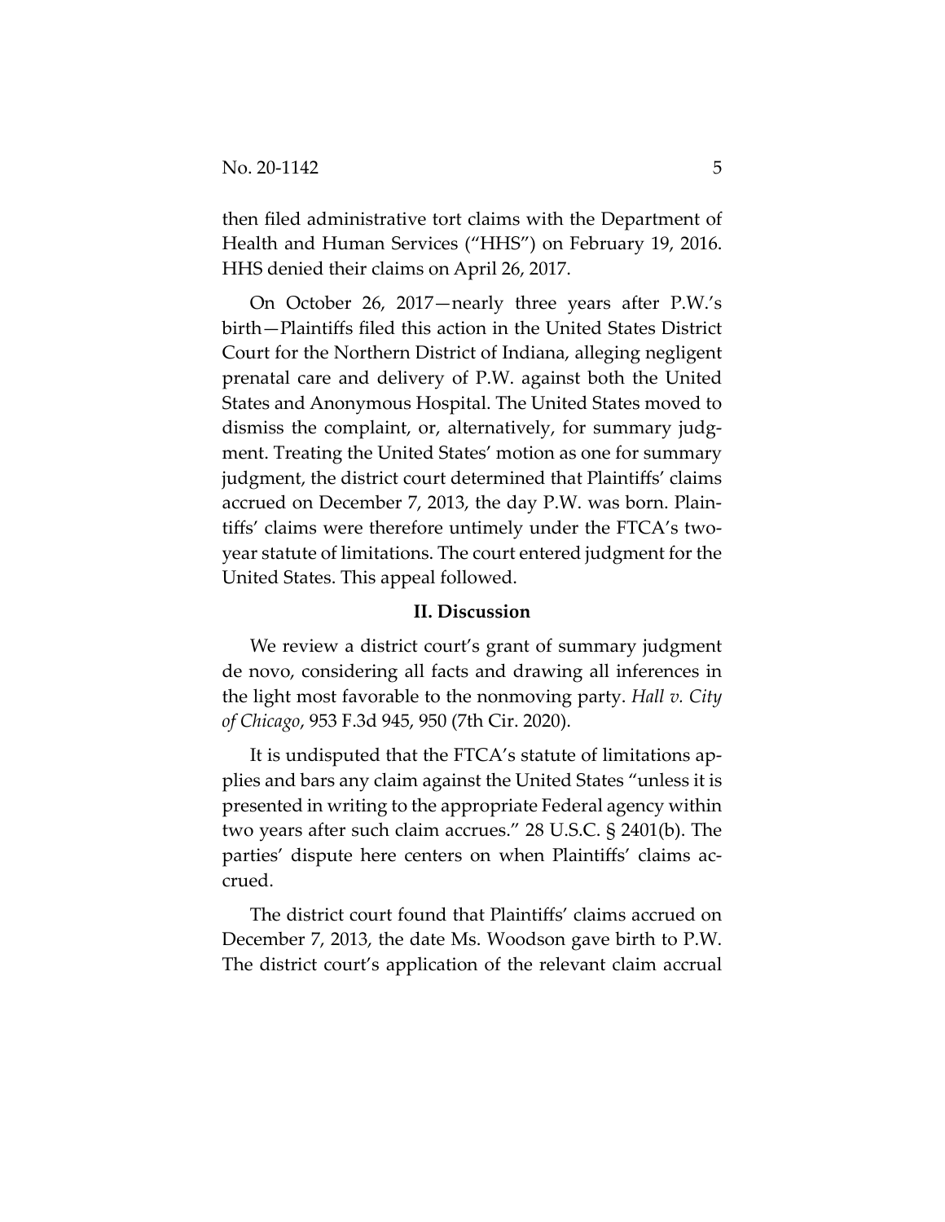then filed administrative tort claims with the Department of Health and Human Services ("HHS") on February 19, 2016. HHS denied their claims on April 26, 2017.

On October 26, 2017—nearly three years after P.W.'s birth—Plaintiffs filed this action in the United States District Court for the Northern District of Indiana, alleging negligent prenatal care and delivery of P.W. against both the United States and Anonymous Hospital. The United States moved to dismiss the complaint, or, alternatively, for summary judgment. Treating the United States' motion as one for summary judgment, the district court determined that Plaintiffs' claims accrued on December 7, 2013, the day P.W. was born. Plaintiffs' claims were therefore untimely under the FTCA's two-year statute of limitations. The court entered judgment for the United States. This appeal followed.

## II. Discussion

We review a district court's grant of summary judgment de novo, considering all facts and drawing all inferences in the light most favorable to the nonmoving party. *Hall v. City of Chicago*, 953 F.3d 945, 950 (7th Cir. 2020).

It is undisputed that the FTCA's statute of limitations applies and bars any claim against the United States "unless it is presented in writing to the appropriate Federal agency within two years after such claim accrues." 28 U.S.C. § 2401(b). The parties' dispute here centers on when Plaintiffs' claims accrued.

The district court found that Plaintiffs' claims accrued on December 7, 2013, the date Ms. Woodson gave birth to P.W. The district court's application of the relevant claim accrual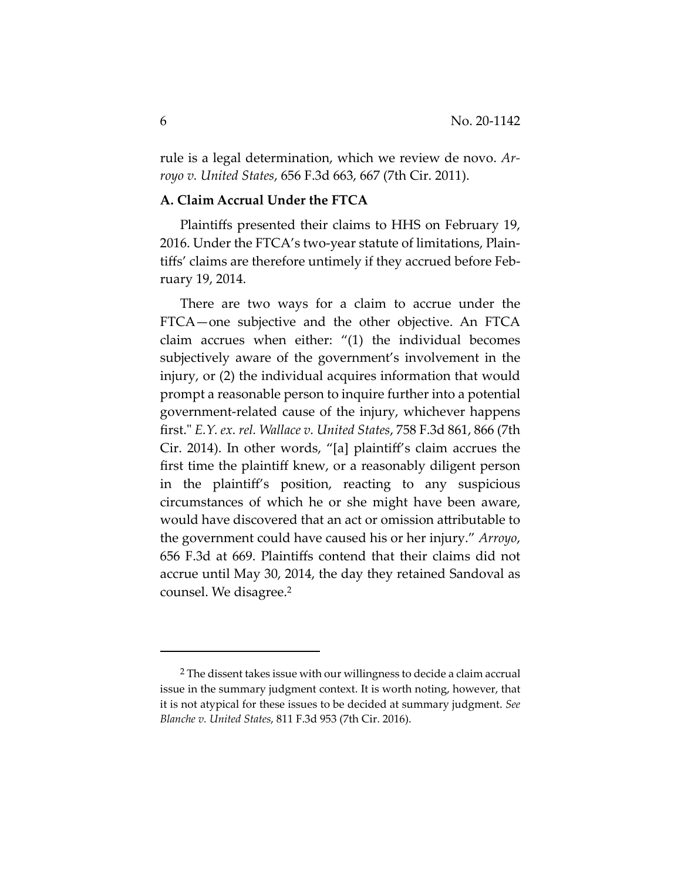rule is a legal determination, which we review de novo. *Arroyo v. United States*, 656 F.3d 663, 667 (7th Cir. 2011).

### A. Claim Accrual Under the FTCA

Plaintiffs presented their claims to HHS on February 19, 2016. Under the FTCA's two-year statute of limitations, Plaintiffs' claims are therefore untimely if they accrued before February 19, 2014.

There are two ways for a claim to accrue under the FTCA—one subjective and the other objective. An FTCA claim accrues when either: "(1) the individual becomes subjectively aware of the government's involvement in the injury, or (2) the individual acquires information that would prompt a reasonable person to inquire further into a potential government-related cause of the injury, whichever happens first." *E.Y. ex. rel. Wallace v. United States*, 758 F.3d 861, 866 (7th Cir. 2014). In other words, "[a] plaintiff's claim accrues the first time the plaintiff knew, or a reasonably diligent person in the plaintiff's position, reacting to any suspicious circumstances of which he or she might have been aware, would have discovered that an act or omission attributable to the government could have caused his or her injury." *Arroyo*, 656 F.3d at 669. Plaintiffs contend that their claims did not accrue until May 30, 2014, the day they retained Sandoval as counsel. We disagree.[2]

---

[2] The dissent takes issue with our willingness to decide a claim accrual issue in the summary judgment context. It is worth noting, however, that it is not atypical for these issues to be decided at summary judgment. *See Blanche v. United States*, 811 F.3d 953 (7th Cir. 2016).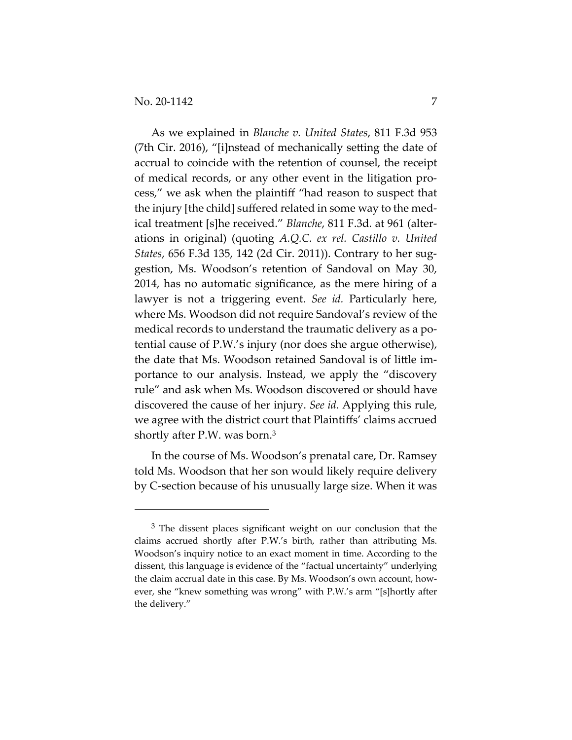As we explained in *Blanche v. United States*, 811 F.3d 953 (7th Cir. 2016), "[i]nstead of mechanically setting the date of accrual to coincide with the retention of counsel, the receipt of medical records, or any other event in the litigation process," we ask when the plaintiff "had reason to suspect that the injury [the child] suffered related in some way to the medical treatment [s]he received." *Blanche*, 811 F.3d. at 961 (alterations in original) (quoting *A.Q.C. ex rel. Castillo v. United States*, 656 F.3d 135, 142 (2d Cir. 2011)). Contrary to her suggestion, Ms. Woodson's retention of Sandoval on May 30, 2014, has no automatic significance, as the mere hiring of a lawyer is not a triggering event. *See id.* Particularly here, where Ms. Woodson did not require Sandoval's review of the medical records to understand the traumatic delivery as a potential cause of P.W.'s injury (nor does she argue otherwise), the date that Ms. Woodson retained Sandoval is of little importance to our analysis. Instead, we apply the "discovery rule" and ask when Ms. Woodson discovered or should have discovered the cause of her injury. *See id.* Applying this rule, we agree with the district court that Plaintiffs' claims accrued shortly after P.W. was born.[3]

In the course of Ms. Woodson's prenatal care, Dr. Ramsey told Ms. Woodson that her son would likely require delivery by C-section because of his unusually large size. When it was

---

[3] The dissent places significant weight on our conclusion that the claims accrued shortly after P.W.'s birth, rather than attributing Ms. Woodson's inquiry notice to an exact moment in time. According to the dissent, this language is evidence of the "factual uncertainty" underlying the claim accrual date in this case. By Ms. Woodson's own account, however, she "knew something was wrong" with P.W.'s arm "[s]hortly after the delivery."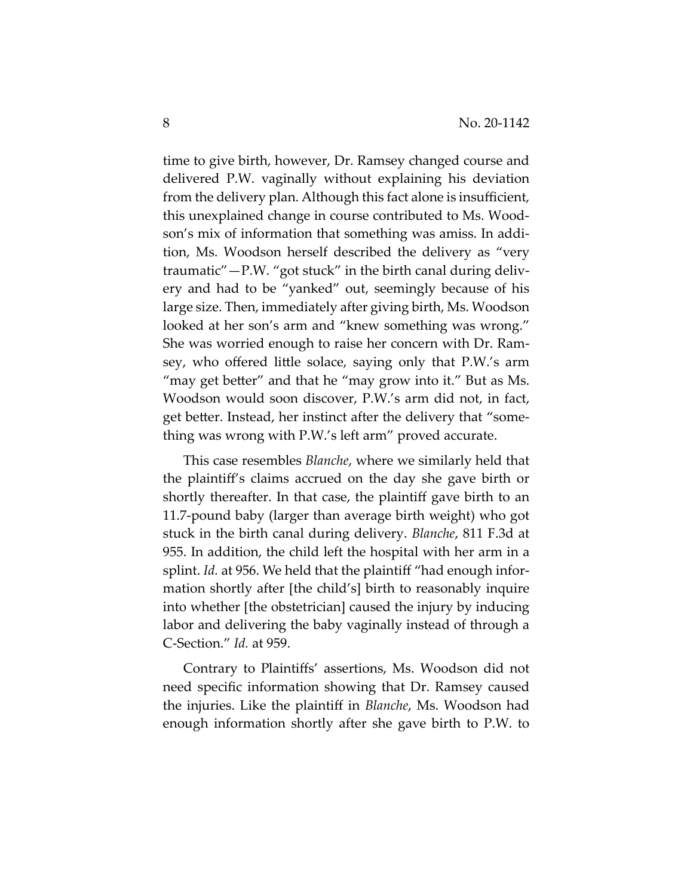time to give birth, however, Dr. Ramsey changed course and delivered P.W. vaginally without explaining his deviation from the delivery plan. Although this fact alone is insufficient, this unexplained change in course contributed to Ms. Woodson's mix of information that something was amiss. In addition, Ms. Woodson herself described the delivery as "very traumatic"—P.W. "got stuck" in the birth canal during delivery and had to be "yanked" out, seemingly because of his large size. Then, immediately after giving birth, Ms. Woodson looked at her son's arm and "knew something was wrong." She was worried enough to raise her concern with Dr. Ramsey, who offered little solace, saying only that P.W.'s arm "may get better" and that he "may grow into it." But as Ms. Woodson would soon discover, P.W.'s arm did not, in fact, get better. Instead, her instinct after the delivery that "something was wrong with P.W.'s left arm" proved accurate.

This case resembles *Blanche*, where we similarly held that the plaintiff's claims accrued on the day she gave birth or shortly thereafter. In that case, the plaintiff gave birth to an 11.7-pound baby (larger than average birth weight) who got stuck in the birth canal during delivery. *Blanche*, 811 F.3d at 955. In addition, the child left the hospital with her arm in a splint. *Id.* at 956. We held that the plaintiff "had enough information shortly after [the child's] birth to reasonably inquire into whether [the obstetrician] caused the injury by inducing labor and delivering the baby vaginally instead of through a C-Section." *Id.* at 959.

Contrary to Plaintiffs' assertions, Ms. Woodson did not need specific information showing that Dr. Ramsey caused the injuries. Like the plaintiff in *Blanche*, Ms. Woodson had enough information shortly after she gave birth to P.W. to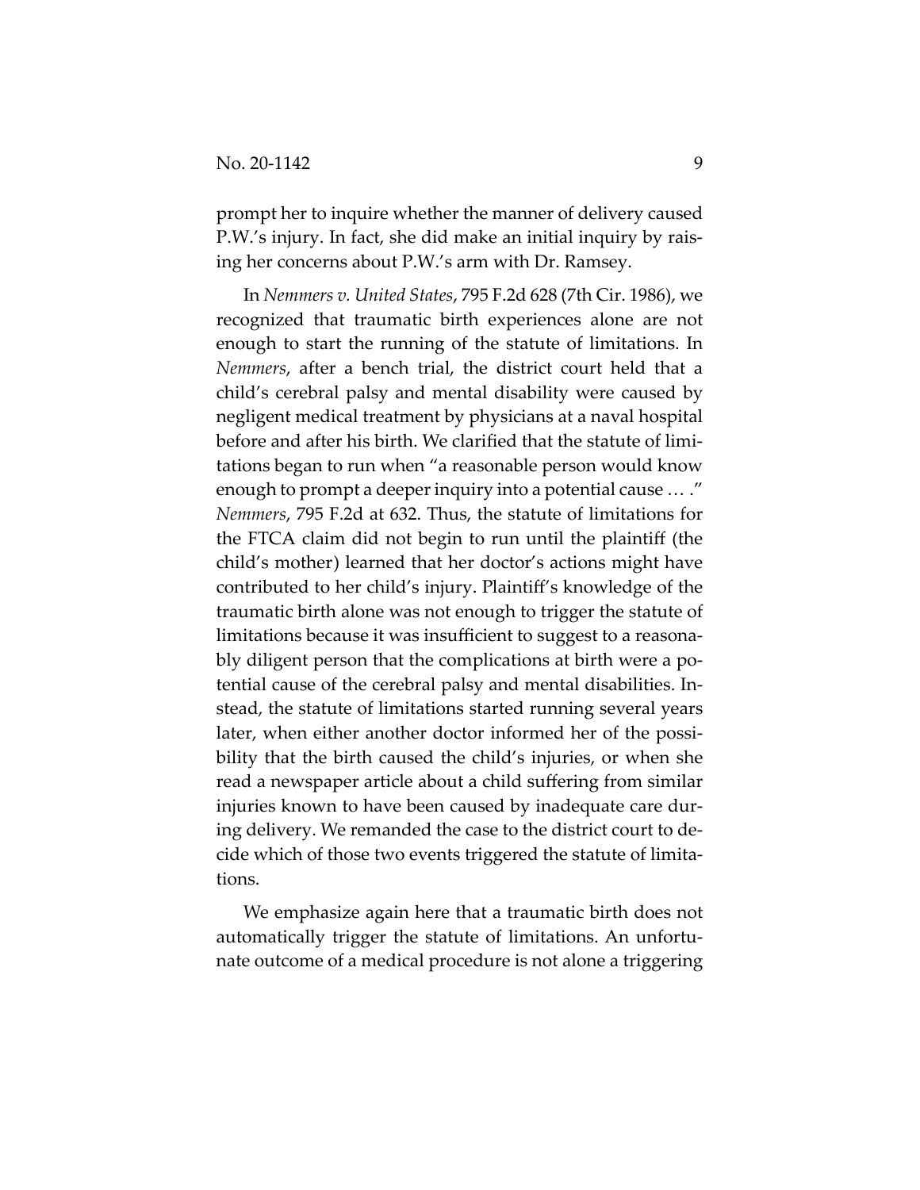prompt her to inquire whether the manner of delivery caused P.W.'s injury. In fact, she did make an initial inquiry by raising her concerns about P.W.'s arm with Dr. Ramsey.

In *Nemmers v. United States*, 795 F.2d 628 (7th Cir. 1986), we recognized that traumatic birth experiences alone are not enough to start the running of the statute of limitations. In *Nemmers*, after a bench trial, the district court held that a child's cerebral palsy and mental disability were caused by negligent medical treatment by physicians at a naval hospital before and after his birth. We clarified that the statute of limitations began to run when "a reasonable person would know enough to prompt a deeper inquiry into a potential cause … ." *Nemmers*, 795 F.2d at 632. Thus, the statute of limitations for the FTCA claim did not begin to run until the plaintiff (the child's mother) learned that her doctor's actions might have contributed to her child's injury. Plaintiff's knowledge of the traumatic birth alone was not enough to trigger the statute of limitations because it was insufficient to suggest to a reasonably diligent person that the complications at birth were a potential cause of the cerebral palsy and mental disabilities. Instead, the statute of limitations started running several years later, when either another doctor informed her of the possibility that the birth caused the child's injuries, or when she read a newspaper article about a child suffering from similar injuries known to have been caused by inadequate care during delivery. We remanded the case to the district court to decide which of those two events triggered the statute of limitations.

We emphasize again here that a traumatic birth does not automatically trigger the statute of limitations. An unfortunate outcome of a medical procedure is not alone a triggering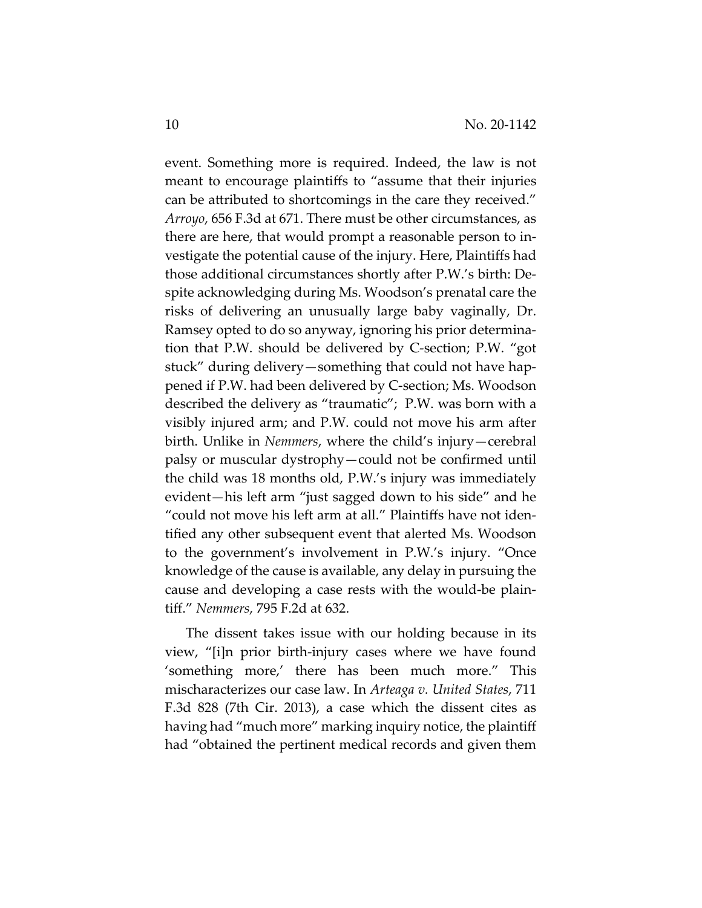event. Something more is required. Indeed, the law is not meant to encourage plaintiffs to "assume that their injuries can be attributed to shortcomings in the care they received." *Arroyo*, 656 F.3d at 671. There must be other circumstances, as there are here, that would prompt a reasonable person to investigate the potential cause of the injury. Here, Plaintiffs had those additional circumstances shortly after P.W.'s birth: Despite acknowledging during Ms. Woodson's prenatal care the risks of delivering an unusually large baby vaginally, Dr. Ramsey opted to do so anyway, ignoring his prior determination that P.W. should be delivered by C-section; P.W. "got stuck" during delivery—something that could not have happened if P.W. had been delivered by C-section; Ms. Woodson described the delivery as "traumatic"; P.W. was born with a visibly injured arm; and P.W. could not move his arm after birth. Unlike in *Nemmers*, where the child's injury—cerebral palsy or muscular dystrophy—could not be confirmed until the child was 18 months old, P.W.'s injury was immediately evident—his left arm "just sagged down to his side" and he "could not move his left arm at all." Plaintiffs have not identified any other subsequent event that alerted Ms. Woodson to the government's involvement in P.W.'s injury. "Once knowledge of the cause is available, any delay in pursuing the cause and developing a case rests with the would-be plaintiff." *Nemmers*, 795 F.2d at 632.

The dissent takes issue with our holding because in its view, "[i]n prior birth-injury cases where we have found 'something more,' there has been much more." This mischaracterizes our case law. In *Arteaga v. United States*, 711 F.3d 828 (7th Cir. 2013), a case which the dissent cites as having had "much more" marking inquiry notice, the plaintiff had "obtained the pertinent medical records and given them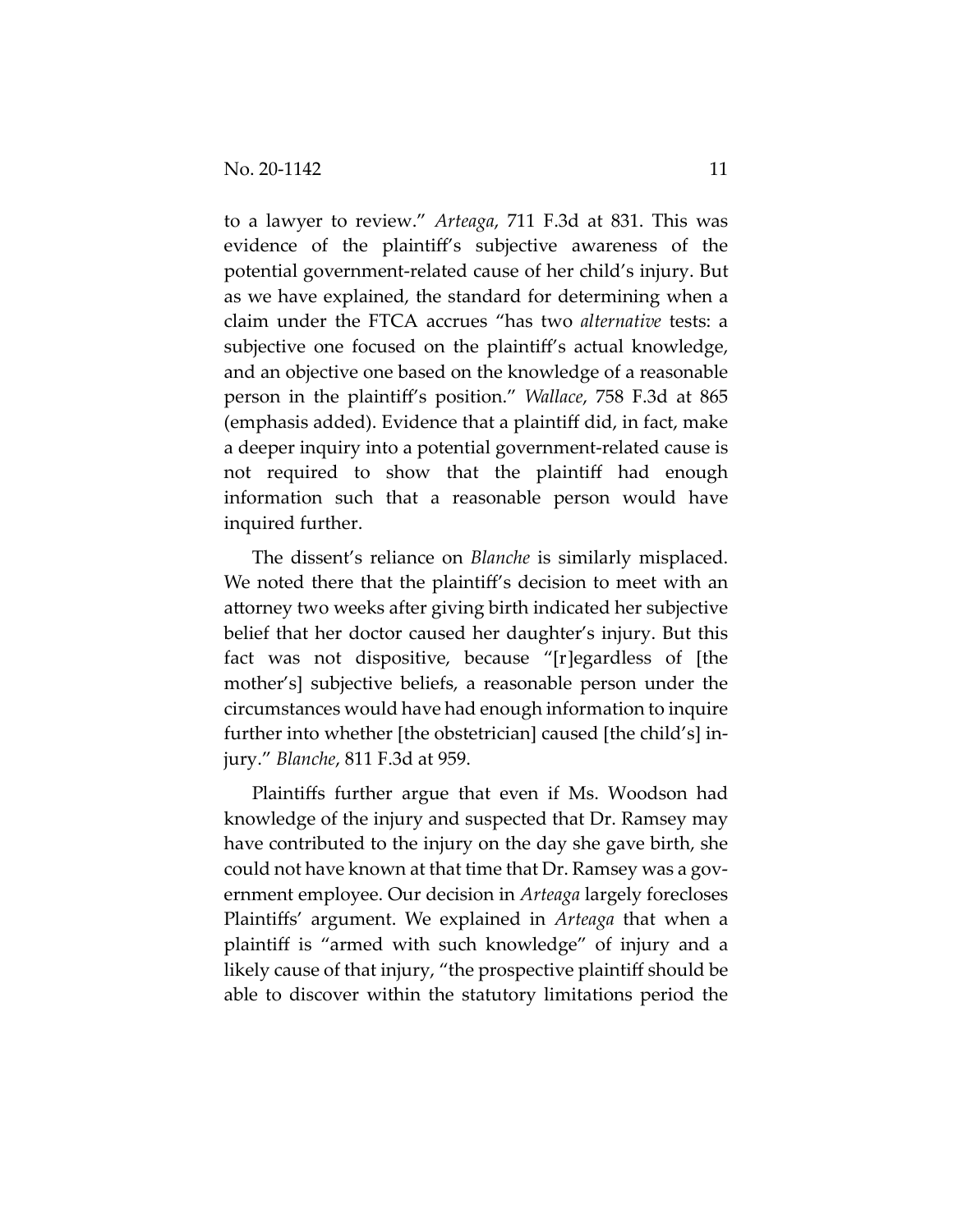to a lawyer to review." *Arteaga*, 711 F.3d at 831. This was evidence of the plaintiff's subjective awareness of the potential government-related cause of her child's injury. But as we have explained, the standard for determining when a claim under the FTCA accrues "has two *alternative* tests: a subjective one focused on the plaintiff's actual knowledge, and an objective one based on the knowledge of a reasonable person in the plaintiff's position." *Wallace*, 758 F.3d at 865 (emphasis added). Evidence that a plaintiff did, in fact, make a deeper inquiry into a potential government-related cause is not required to show that the plaintiff had enough information such that a reasonable person would have inquired further.

The dissent's reliance on *Blanche* is similarly misplaced. We noted there that the plaintiff's decision to meet with an attorney two weeks after giving birth indicated her subjective belief that her doctor caused her daughter's injury. But this fact was not dispositive, because "[r]egardless of [the mother's] subjective beliefs, a reasonable person under the circumstances would have had enough information to inquire further into whether [the obstetrician] caused [the child's] injury." *Blanche*, 811 F.3d at 959.

Plaintiffs further argue that even if Ms. Woodson had knowledge of the injury and suspected that Dr. Ramsey may have contributed to the injury on the day she gave birth, she could not have known at that time that Dr. Ramsey was a government employee. Our decision in *Arteaga* largely forecloses Plaintiffs' argument. We explained in *Arteaga* that when a plaintiff is "armed with such knowledge" of injury and a likely cause of that injury, "the prospective plaintiff should be able to discover within the statutory limitations period the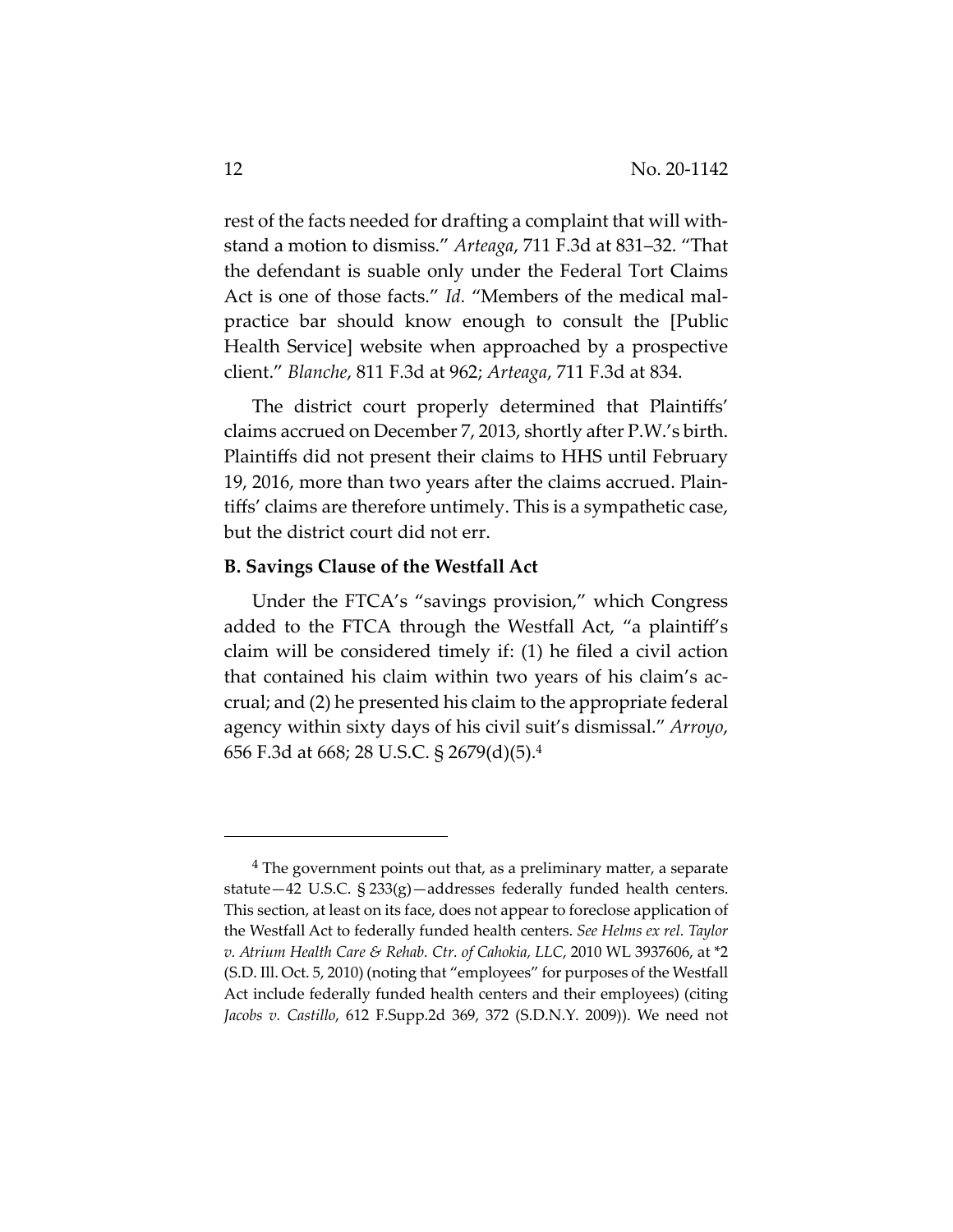rest of the facts needed for drafting a complaint that will withstand a motion to dismiss." *Arteaga*, 711 F.3d at 831–32. "That the defendant is suable only under the Federal Tort Claims Act is one of those facts." *Id.* "Members of the medical malpractice bar should know enough to consult the [Public Health Service] website when approached by a prospective client." *Blanche*, 811 F.3d at 962; *Arteaga*, 711 F.3d at 834.

The district court properly determined that Plaintiffs' claims accrued on December 7, 2013, shortly after P.W.'s birth. Plaintiffs did not present their claims to HHS until February 19, 2016, more than two years after the claims accrued. Plaintiffs' claims are therefore untimely. This is a sympathetic case, but the district court did not err.

**B. Savings Clause of the Westfall Act**

Under the FTCA's "savings provision," which Congress added to the FTCA through the Westfall Act, "a plaintiff's claim will be considered timely if: (1) he filed a civil action that contained his claim within two years of his claim's accrual; and (2) he presented his claim to the appropriate federal agency within sixty days of his civil suit's dismissal." *Arroyo*, 656 F.3d at 668; 28 U.S.C. § 2679(d)(5).[4]

---

[4] The government points out that, as a preliminary matter, a separate statute—42 U.S.C. § 233(g)—addresses federally funded health centers. This section, at least on its face, does not appear to foreclose application of the Westfall Act to federally funded health centers. *See Helms ex rel. Taylor v. Atrium Health Care & Rehab. Ctr. of Cahokia, LLC*, 2010 WL 3937606, at *2 (S.D. Ill. Oct. 5, 2010) (noting that "employees" for purposes of the Westfall Act include federally funded health centers and their employees) (citing *Jacobs v. Castillo*, 612 F.Supp.2d 369, 372 (S.D.N.Y. 2009)). We need not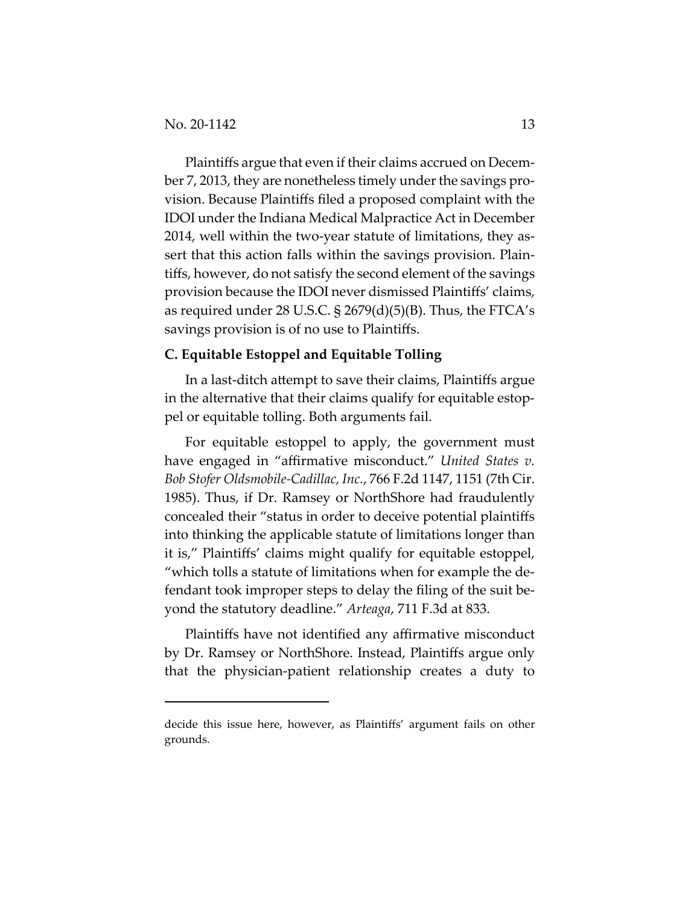Plaintiffs argue that even if their claims accrued on December 7, 2013, they are nonetheless timely under the savings provision. Because Plaintiffs filed a proposed complaint with the IDOI under the Indiana Medical Malpractice Act in December 2014, well within the two-year statute of limitations, they assert that this action falls within the savings provision. Plaintiffs, however, do not satisfy the second element of the savings provision because the IDOI never dismissed Plaintiffs' claims, as required under 28 U.S.C. § 2679(d)(5)(B). Thus, the FTCA's savings provision is of no use to Plaintiffs.

**C. Equitable Estoppel and Equitable Tolling**

In a last-ditch attempt to save their claims, Plaintiffs argue in the alternative that their claims qualify for equitable estoppel or equitable tolling. Both arguments fail.

For equitable estoppel to apply, the government must have engaged in "affirmative misconduct." *United States v. Bob Stofer Oldsmobile-Cadillac, Inc.*, 766 F.2d 1147, 1151 (7th Cir. 1985). Thus, if Dr. Ramsey or NorthShore had fraudulently concealed their "status in order to deceive potential plaintiffs into thinking the applicable statute of limitations longer than it is," Plaintiffs' claims might qualify for equitable estoppel, "which tolls a statute of limitations when for example the defendant took improper steps to delay the filing of the suit beyond the statutory deadline." *Arteaga*, 711 F.3d at 833.

Plaintiffs have not identified any affirmative misconduct by Dr. Ramsey or NorthShore. Instead, Plaintiffs argue only that the physician-patient relationship creates a duty to

---

decide this issue here, however, as Plaintiffs' argument fails on other grounds.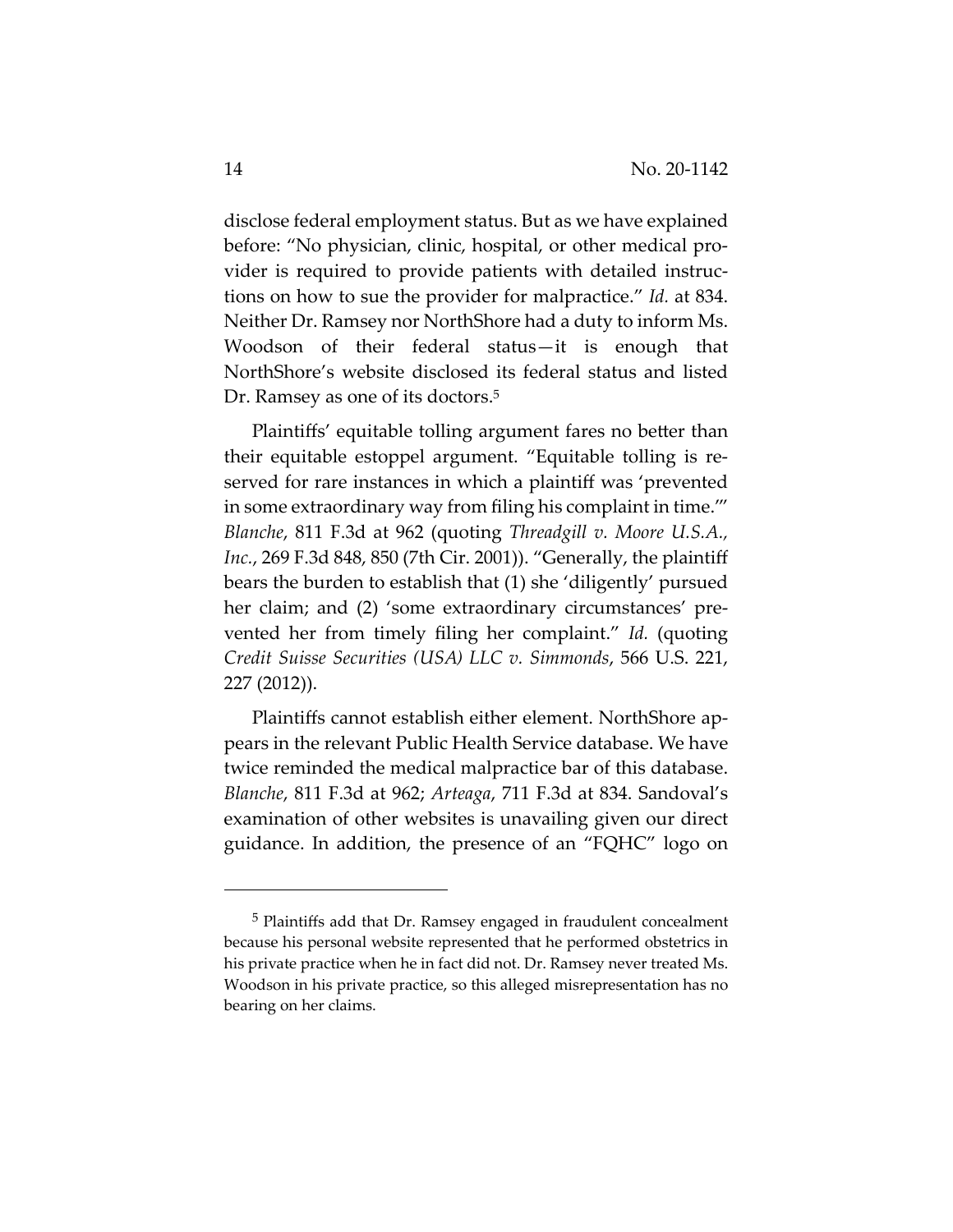disclose federal employment status. But as we have explained before: "No physician, clinic, hospital, or other medical provider is required to provide patients with detailed instructions on how to sue the provider for malpractice." *Id.* at 834. Neither Dr. Ramsey nor NorthShore had a duty to inform Ms. Woodson of their federal status—it is enough that NorthShore's website disclosed its federal status and listed Dr. Ramsey as one of its doctors.[5]

Plaintiffs' equitable tolling argument fares no better than their equitable estoppel argument. "Equitable tolling is reserved for rare instances in which a plaintiff was 'prevented in some extraordinary way from filing his complaint in time.'" *Blanche*, 811 F.3d at 962 (quoting *Threadgill v. Moore U.S.A., Inc.*, 269 F.3d 848, 850 (7th Cir. 2001)). "Generally, the plaintiff bears the burden to establish that (1) she 'diligently' pursued her claim; and (2) 'some extraordinary circumstances' prevented her from timely filing her complaint." *Id.* (quoting *Credit Suisse Securities (USA) LLC v. Simmonds*, 566 U.S. 221, 227 (2012)).

Plaintiffs cannot establish either element. NorthShore appears in the relevant Public Health Service database. We have twice reminded the medical malpractice bar of this database. *Blanche*, 811 F.3d at 962; *Arteaga*, 711 F.3d at 834. Sandoval's examination of other websites is unavailing given our direct guidance. In addition, the presence of an "FQHC" logo on

---

[5] Plaintiffs add that Dr. Ramsey engaged in fraudulent concealment because his personal website represented that he performed obstetrics in his private practice when he in fact did not. Dr. Ramsey never treated Ms. Woodson in his private practice, so this alleged misrepresentation has no bearing on her claims.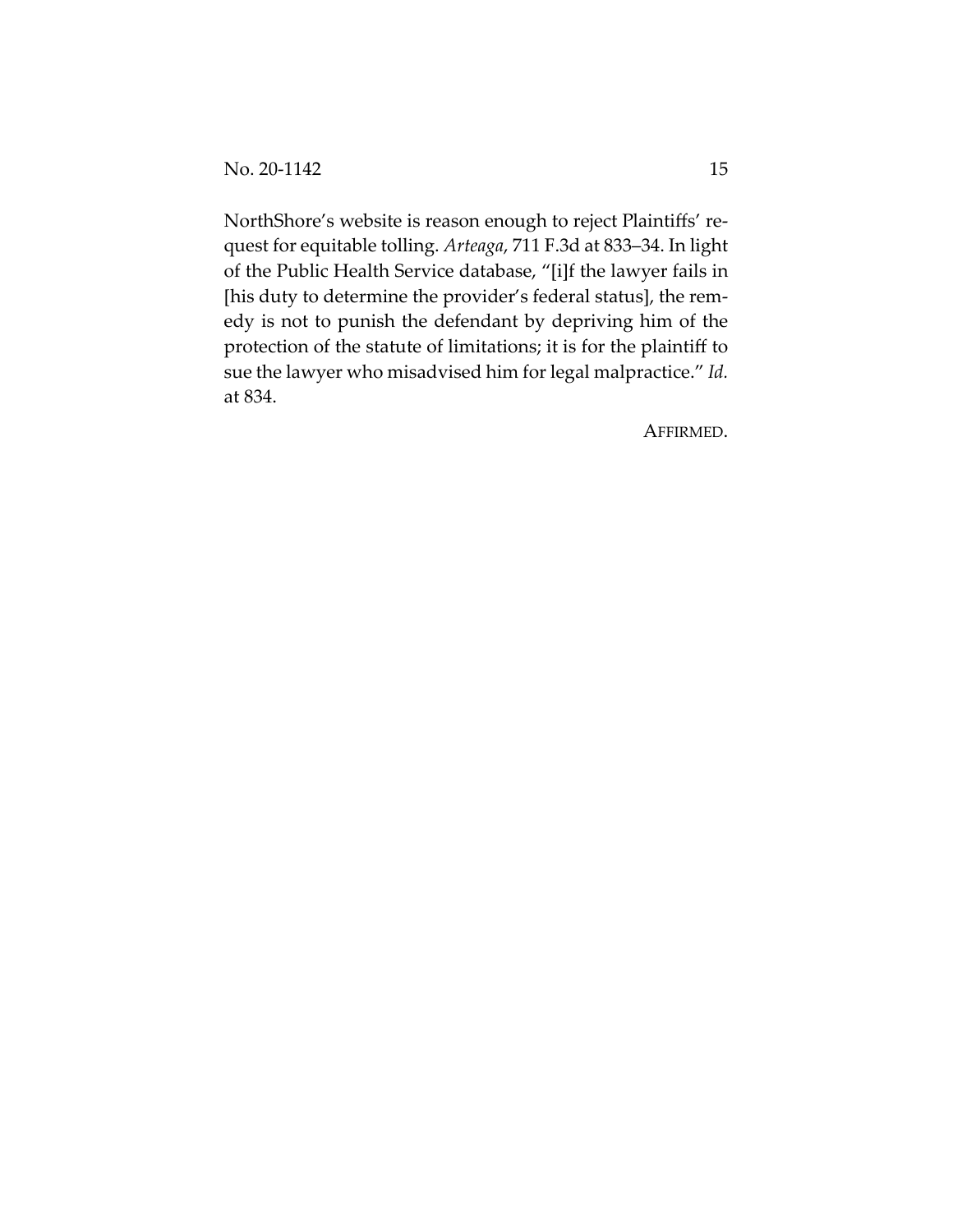NorthShore's website is reason enough to reject Plaintiffs' request for equitable tolling. *Arteaga*, 711 F.3d at 833–34. In light of the Public Health Service database, "[i]f the lawyer fails in [his duty to determine the provider's federal status], the remedy is not to punish the defendant by depriving him of the protection of the statute of limitations; it is for the plaintiff to sue the lawyer who misadvised him for legal malpractice." *Id.* at 834.

AFFIRMED.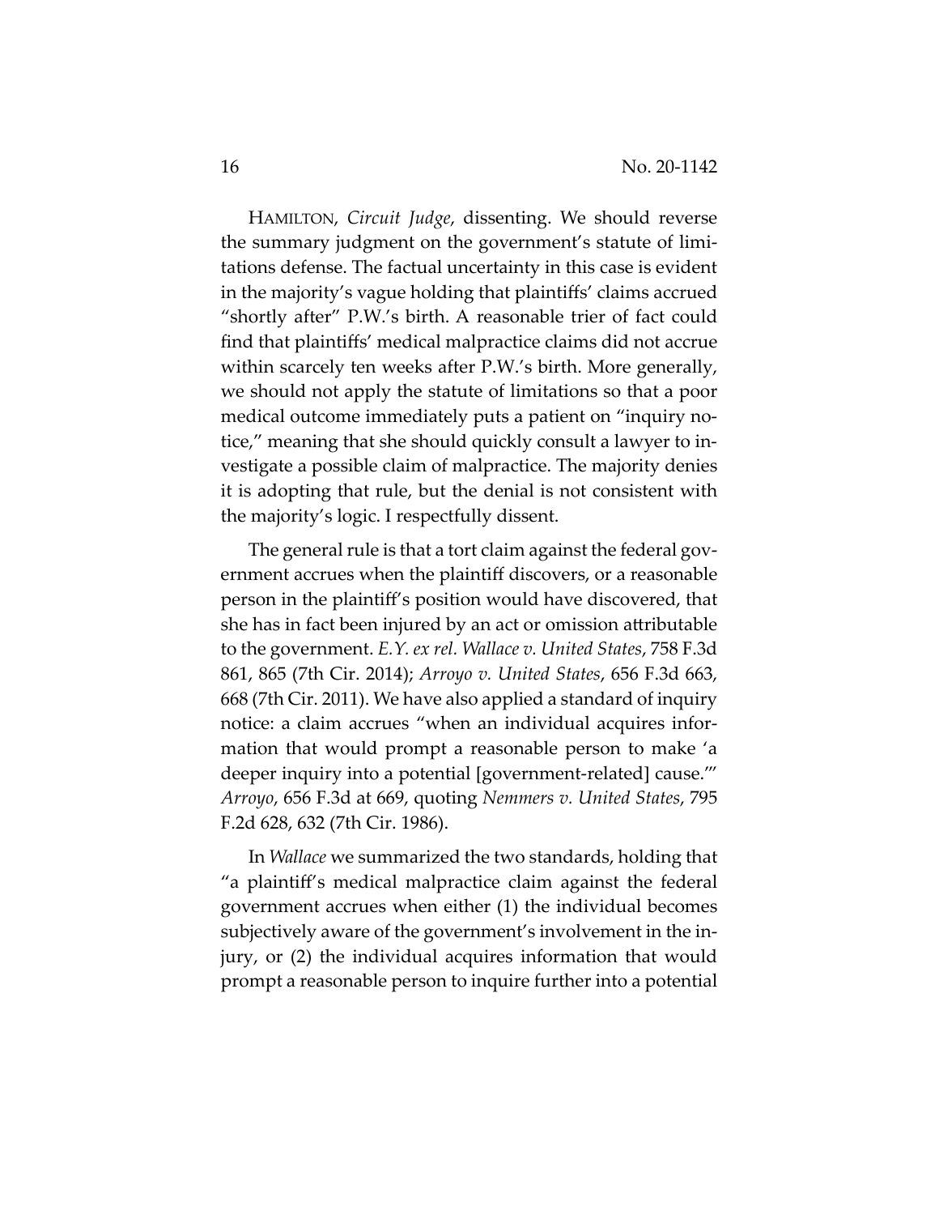HAMILTON, *Circuit Judge*, dissenting. We should reverse the summary judgment on the government's statute of limitations defense. The factual uncertainty in this case is evident in the majority's vague holding that plaintiffs' claims accrued "shortly after" P.W.'s birth. A reasonable trier of fact could find that plaintiffs' medical malpractice claims did not accrue within scarcely ten weeks after P.W.'s birth. More generally, we should not apply the statute of limitations so that a poor medical outcome immediately puts a patient on "inquiry notice," meaning that she should quickly consult a lawyer to investigate a possible claim of malpractice. The majority denies it is adopting that rule, but the denial is not consistent with the majority's logic. I respectfully dissent.

The general rule is that a tort claim against the federal government accrues when the plaintiff discovers, or a reasonable person in the plaintiff's position would have discovered, that she has in fact been injured by an act or omission attributable to the government. *E.Y. ex rel. Wallace v. United States*, 758 F.3d 861, 865 (7th Cir. 2014); *Arroyo v. United States*, 656 F.3d 663, 668 (7th Cir. 2011). We have also applied a standard of inquiry notice: a claim accrues "when an individual acquires information that would prompt a reasonable person to make 'a deeper inquiry into a potential [government-related] cause.'" *Arroyo*, 656 F.3d at 669, quoting *Nemmers v. United States*, 795 F.2d 628, 632 (7th Cir. 1986).

In *Wallace* we summarized the two standards, holding that "a plaintiff's medical malpractice claim against the federal government accrues when either (1) the individual becomes subjectively aware of the government's involvement in the injury, or (2) the individual acquires information that would prompt a reasonable person to inquire further into a potential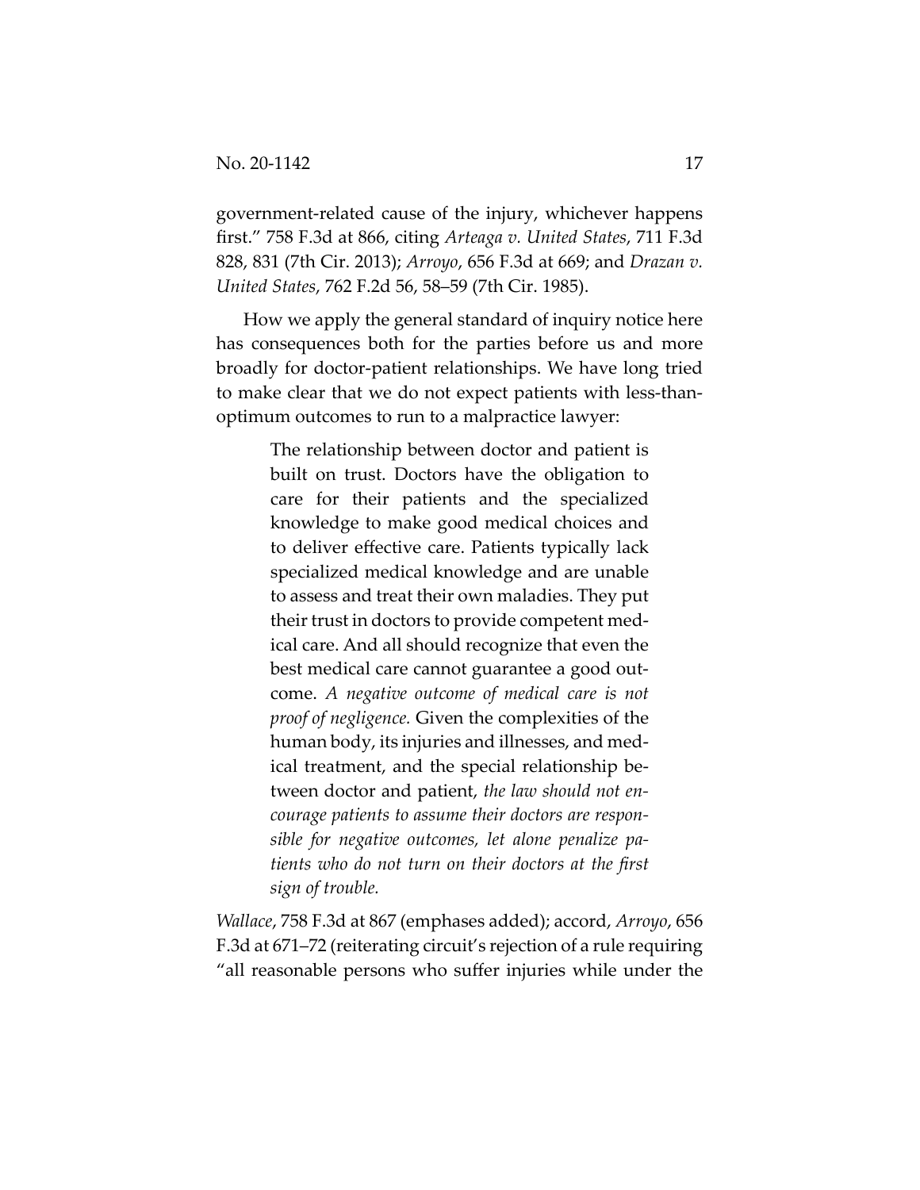government-related cause of the injury, whichever happens first." 758 F.3d at 866, citing *Arteaga v. United States*, 711 F.3d 828, 831 (7th Cir. 2013); *Arroyo*, 656 F.3d at 669; and *Drazan v. United States*, 762 F.2d 56, 58–59 (7th Cir. 1985).

How we apply the general standard of inquiry notice here has consequences both for the parties before us and more broadly for doctor-patient relationships. We have long tried to make clear that we do not expect patients with less-than-optimum outcomes to run to a malpractice lawyer:

> The relationship between doctor and patient is built on trust. Doctors have the obligation to care for their patients and the specialized knowledge to make good medical choices and to deliver effective care. Patients typically lack specialized medical knowledge and are unable to assess and treat their own maladies. They put their trust in doctors to provide competent medical care. And all should recognize that even the best medical care cannot guarantee a good outcome. *A negative outcome of medical care is not proof of negligence.* Given the complexities of the human body, its injuries and illnesses, and medical treatment, and the special relationship between doctor and patient, *the law should not encourage patients to assume their doctors are responsible for negative outcomes, let alone penalize patients who do not turn on their doctors at the first sign of trouble.*

*Wallace*, 758 F.3d at 867 (emphases added); accord, *Arroyo*, 656 F.3d at 671–72 (reiterating circuit's rejection of a rule requiring "all reasonable persons who suffer injuries while under the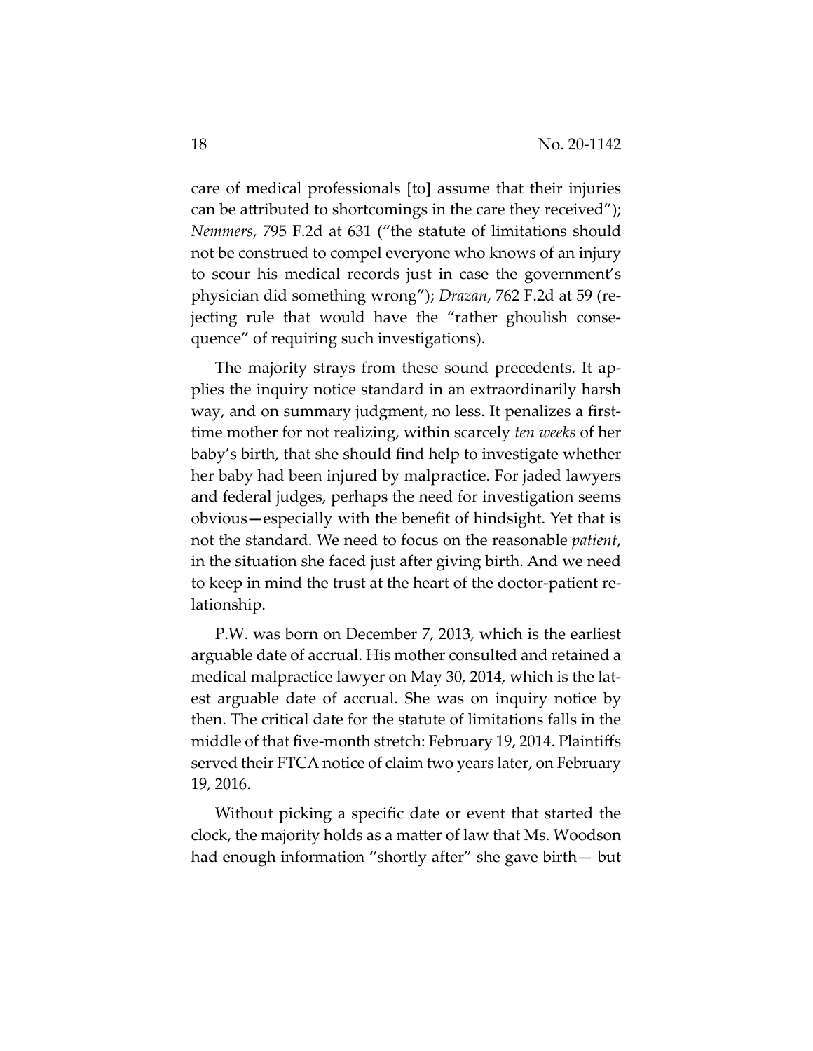care of medical professionals [to] assume that their injuries can be attributed to shortcomings in the care they received"); *Nemmers*, 795 F.2d at 631 ("the statute of limitations should not be construed to compel everyone who knows of an injury to scour his medical records just in case the government's physician did something wrong"); *Drazan*, 762 F.2d at 59 (rejecting rule that would have the "rather ghoulish consequence" of requiring such investigations).

The majority strays from these sound precedents. It applies the inquiry notice standard in an extraordinarily harsh way, and on summary judgment, no less. It penalizes a first-time mother for not realizing, within scarcely *ten weeks* of her baby's birth, that she should find help to investigate whether her baby had been injured by malpractice. For jaded lawyers and federal judges, perhaps the need for investigation seems obvious—especially with the benefit of hindsight. Yet that is not the standard. We need to focus on the reasonable *patient*, in the situation she faced just after giving birth. And we need to keep in mind the trust at the heart of the doctor-patient relationship.

P.W. was born on December 7, 2013, which is the earliest arguable date of accrual. His mother consulted and retained a medical malpractice lawyer on May 30, 2014, which is the latest arguable date of accrual. She was on inquiry notice by then. The critical date for the statute of limitations falls in the middle of that five-month stretch: February 19, 2014. Plaintiffs served their FTCA notice of claim two years later, on February 19, 2016.

Without picking a specific date or event that started the clock, the majority holds as a matter of law that Ms. Woodson had enough information "shortly after" she gave birth— but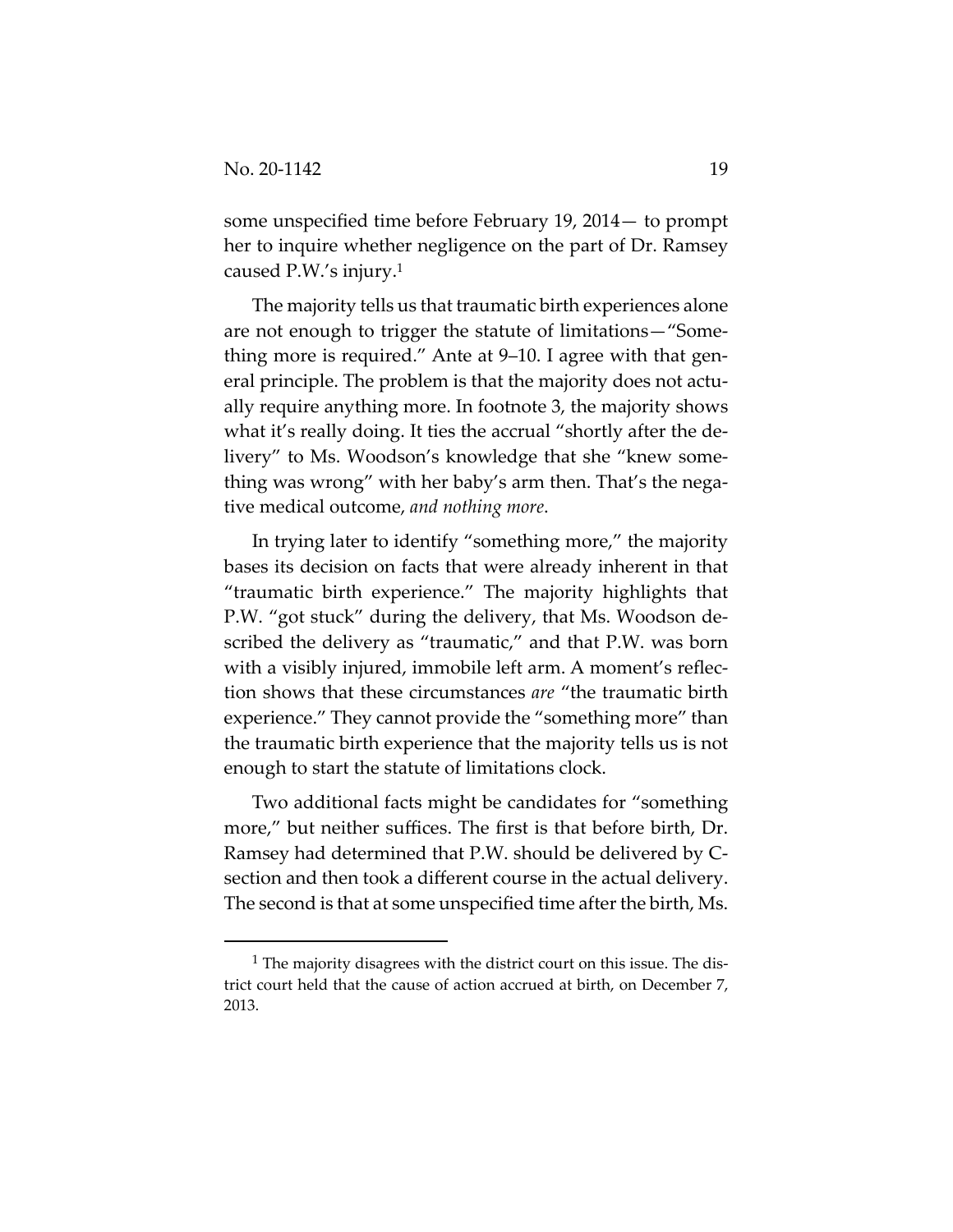some unspecified time before February 19, 2014— to prompt her to inquire whether negligence on the part of Dr. Ramsey caused P.W.'s injury.[1]

The majority tells us that traumatic birth experiences alone are not enough to trigger the statute of limitations—"Something more is required." Ante at 9–10. I agree with that general principle. The problem is that the majority does not actually require anything more. In footnote 3, the majority shows what it's really doing. It ties the accrual "shortly after the delivery" to Ms. Woodson's knowledge that she "knew something was wrong" with her baby's arm then. That's the negative medical outcome, *and nothing more*.

In trying later to identify "something more," the majority bases its decision on facts that were already inherent in that "traumatic birth experience." The majority highlights that P.W. "got stuck" during the delivery, that Ms. Woodson described the delivery as "traumatic," and that P.W. was born with a visibly injured, immobile left arm. A moment's reflection shows that these circumstances *are* "the traumatic birth experience." They cannot provide the "something more" than the traumatic birth experience that the majority tells us is not enough to start the statute of limitations clock.

Two additional facts might be candidates for "something more," but neither suffices. The first is that before birth, Dr. Ramsey had determined that P.W. should be delivered by C-section and then took a different course in the actual delivery. The second is that at some unspecified time after the birth, Ms.

[1] The majority disagrees with the district court on this issue. The district court held that the cause of action accrued at birth, on December 7, 2013.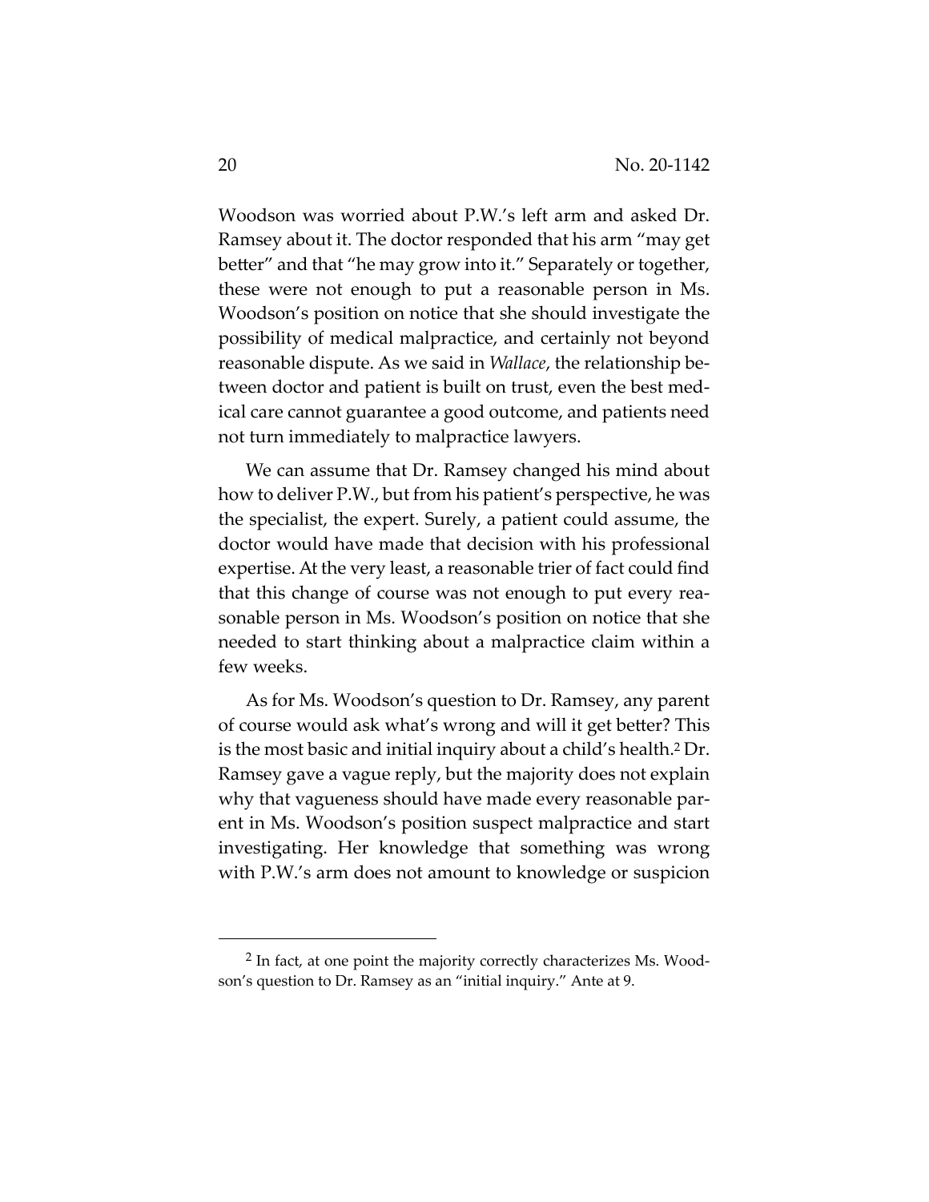Woodson was worried about P.W.'s left arm and asked Dr. Ramsey about it. The doctor responded that his arm "may get better" and that "he may grow into it." Separately or together, these were not enough to put a reasonable person in Ms. Woodson's position on notice that she should investigate the possibility of medical malpractice, and certainly not beyond reasonable dispute. As we said in *Wallace*, the relationship between doctor and patient is built on trust, even the best medical care cannot guarantee a good outcome, and patients need not turn immediately to malpractice lawyers.

We can assume that Dr. Ramsey changed his mind about how to deliver P.W., but from his patient's perspective, he was the specialist, the expert. Surely, a patient could assume, the doctor would have made that decision with his professional expertise. At the very least, a reasonable trier of fact could find that this change of course was not enough to put every reasonable person in Ms. Woodson's position on notice that she needed to start thinking about a malpractice claim within a few weeks.

As for Ms. Woodson's question to Dr. Ramsey, any parent of course would ask what's wrong and will it get better? This is the most basic and initial inquiry about a child's health.[2] Dr. Ramsey gave a vague reply, but the majority does not explain why that vagueness should have made every reasonable parent in Ms. Woodson's position suspect malpractice and start investigating. Her knowledge that something was wrong with P.W.'s arm does not amount to knowledge or suspicion

[2] In fact, at one point the majority correctly characterizes Ms. Woodson's question to Dr. Ramsey as an "initial inquiry." Ante at 9.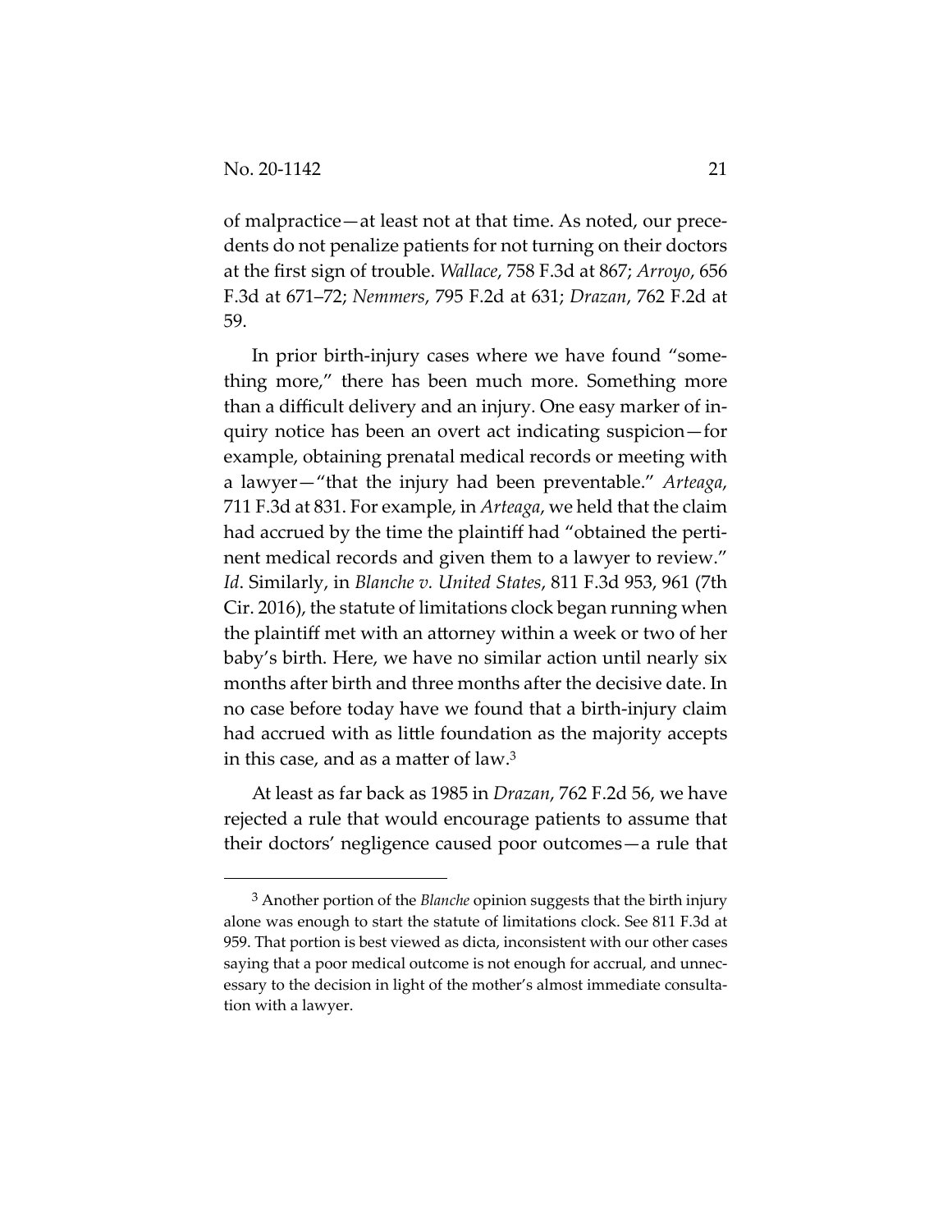of malpractice—at least not at that time. As noted, our precedents do not penalize patients for not turning on their doctors at the first sign of trouble. *Wallace*, 758 F.3d at 867; *Arroyo*, 656 F.3d at 671–72; *Nemmers*, 795 F.2d at 631; *Drazan*, 762 F.2d at 59.

In prior birth-injury cases where we have found "something more," there has been much more. Something more than a difficult delivery and an injury. One easy marker of inquiry notice has been an overt act indicating suspicion—for example, obtaining prenatal medical records or meeting with a lawyer—"that the injury had been preventable." *Arteaga*, 711 F.3d at 831. For example, in *Arteaga*, we held that the claim had accrued by the time the plaintiff had "obtained the pertinent medical records and given them to a lawyer to review." *Id*. Similarly, in *Blanche v. United States*, 811 F.3d 953, 961 (7th Cir. 2016), the statute of limitations clock began running when the plaintiff met with an attorney within a week or two of her baby's birth. Here, we have no similar action until nearly six months after birth and three months after the decisive date. In no case before today have we found that a birth-injury claim had accrued with as little foundation as the majority accepts in this case, and as a matter of law.[3]

At least as far back as 1985 in *Drazan*, 762 F.2d 56, we have rejected a rule that would encourage patients to assume that their doctors' negligence caused poor outcomes—a rule that

[3] Another portion of the *Blanche* opinion suggests that the birth injury alone was enough to start the statute of limitations clock. See 811 F.3d at 959. That portion is best viewed as dicta, inconsistent with our other cases saying that a poor medical outcome is not enough for accrual, and unnecessary to the decision in light of the mother's almost immediate consultation with a lawyer.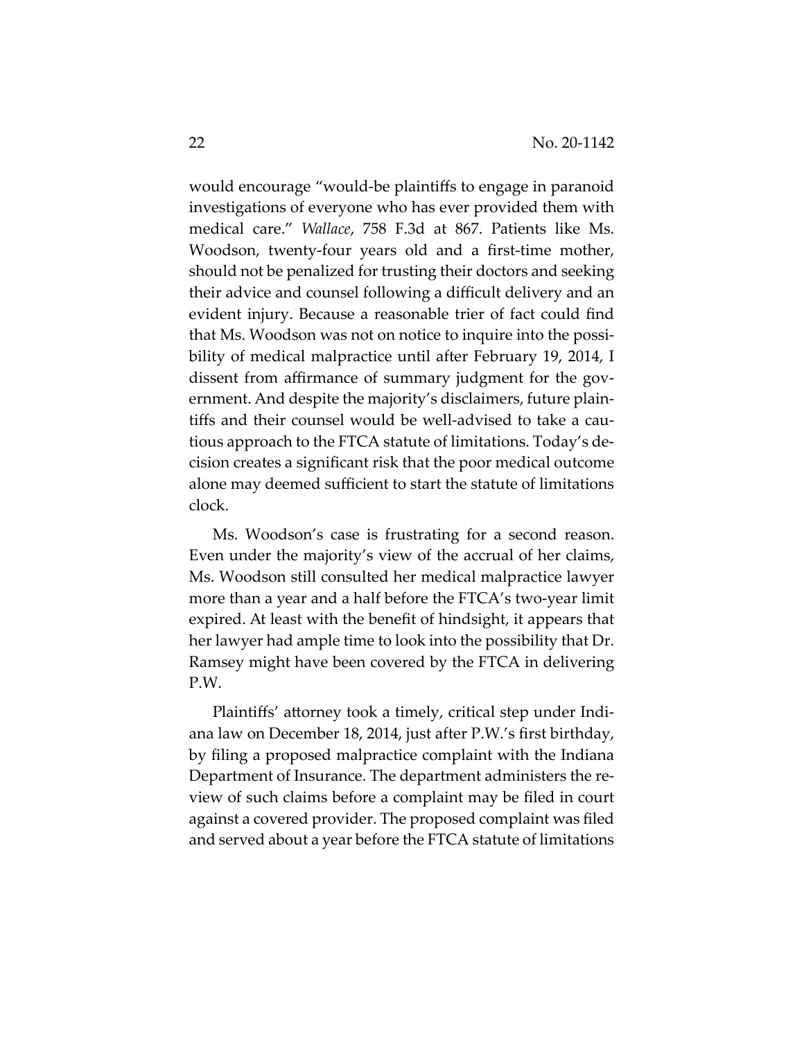would encourage "would-be plaintiffs to engage in paranoid investigations of everyone who has ever provided them with medical care." *Wallace*, 758 F.3d at 867. Patients like Ms. Woodson, twenty-four years old and a first-time mother, should not be penalized for trusting their doctors and seeking their advice and counsel following a difficult delivery and an evident injury. Because a reasonable trier of fact could find that Ms. Woodson was not on notice to inquire into the possibility of medical malpractice until after February 19, 2014, I dissent from affirmance of summary judgment for the government. And despite the majority's disclaimers, future plaintiffs and their counsel would be well-advised to take a cautious approach to the FTCA statute of limitations. Today's decision creates a significant risk that the poor medical outcome alone may deemed sufficient to start the statute of limitations clock.

Ms. Woodson's case is frustrating for a second reason. Even under the majority's view of the accrual of her claims, Ms. Woodson still consulted her medical malpractice lawyer more than a year and a half before the FTCA's two-year limit expired. At least with the benefit of hindsight, it appears that her lawyer had ample time to look into the possibility that Dr. Ramsey might have been covered by the FTCA in delivering P.W.

Plaintiffs' attorney took a timely, critical step under Indiana law on December 18, 2014, just after P.W.'s first birthday, by filing a proposed malpractice complaint with the Indiana Department of Insurance. The department administers the review of such claims before a complaint may be filed in court against a covered provider. The proposed complaint was filed and served about a year before the FTCA statute of limitations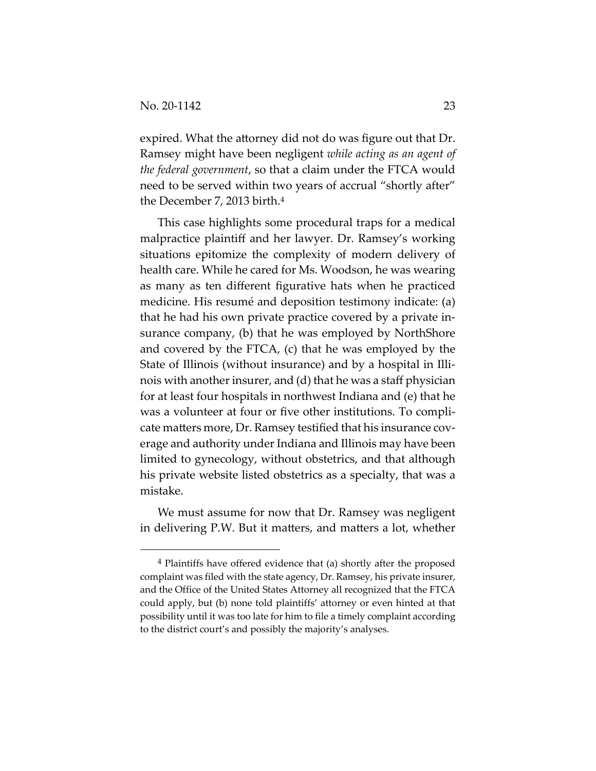expired. What the attorney did not do was figure out that Dr. Ramsey might have been negligent *while acting as an agent of the federal government*, so that a claim under the FTCA would need to be served within two years of accrual "shortly after" the December 7, 2013 birth.[4]

This case highlights some procedural traps for a medical malpractice plaintiff and her lawyer. Dr. Ramsey's working situations epitomize the complexity of modern delivery of health care. While he cared for Ms. Woodson, he was wearing as many as ten different figurative hats when he practiced medicine. His resumé and deposition testimony indicate: (a) that he had his own private practice covered by a private insurance company, (b) that he was employed by NorthShore and covered by the FTCA, (c) that he was employed by the State of Illinois (without insurance) and by a hospital in Illinois with another insurer, and (d) that he was a staff physician for at least four hospitals in northwest Indiana and (e) that he was a volunteer at four or five other institutions. To complicate matters more, Dr. Ramsey testified that his insurance coverage and authority under Indiana and Illinois may have been limited to gynecology, without obstetrics, and that although his private website listed obstetrics as a specialty, that was a mistake.

We must assume for now that Dr. Ramsey was negligent in delivering P.W. But it matters, and matters a lot, whether

[4] Plaintiffs have offered evidence that (a) shortly after the proposed complaint was filed with the state agency, Dr. Ramsey, his private insurer, and the Office of the United States Attorney all recognized that the FTCA could apply, but (b) none told plaintiffs' attorney or even hinted at that possibility until it was too late for him to file a timely complaint according to the district court's and possibly the majority's analyses.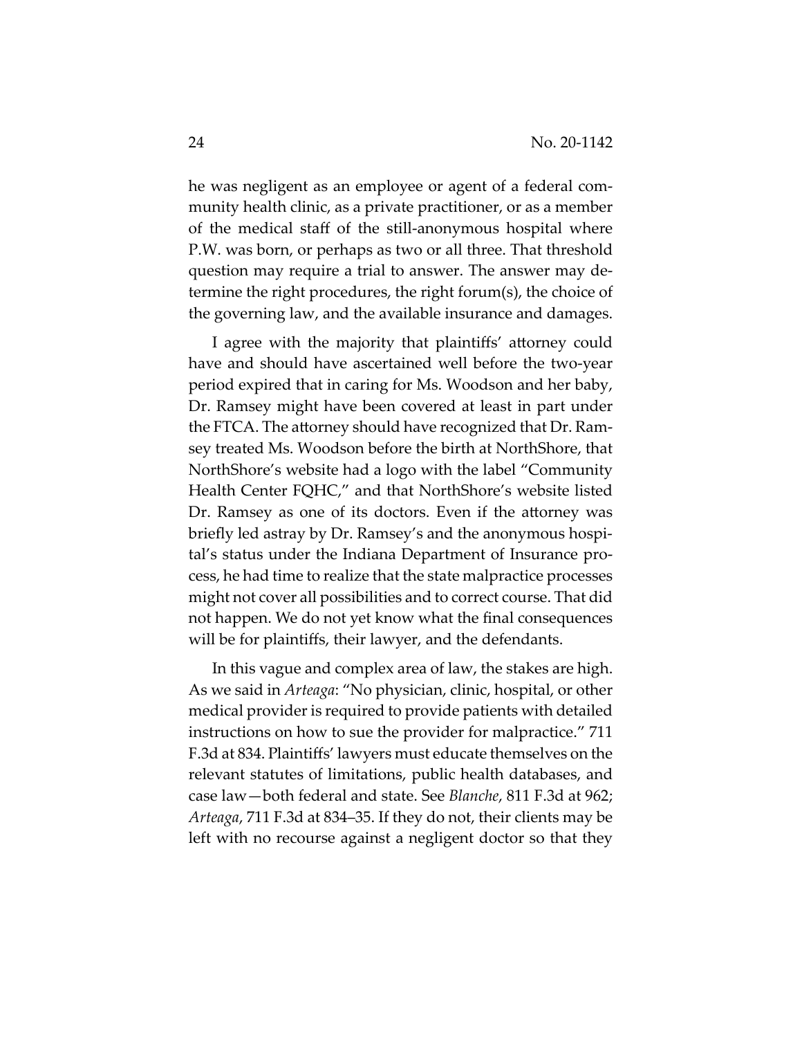he was negligent as an employee or agent of a federal community health clinic, as a private practitioner, or as a member of the medical staff of the still-anonymous hospital where P.W. was born, or perhaps as two or all three. That threshold question may require a trial to answer. The answer may determine the right procedures, the right forum(s), the choice of the governing law, and the available insurance and damages.

I agree with the majority that plaintiffs' attorney could have and should have ascertained well before the two-year period expired that in caring for Ms. Woodson and her baby, Dr. Ramsey might have been covered at least in part under the FTCA. The attorney should have recognized that Dr. Ramsey treated Ms. Woodson before the birth at NorthShore, that NorthShore's website had a logo with the label "Community Health Center FQHC," and that NorthShore's website listed Dr. Ramsey as one of its doctors. Even if the attorney was briefly led astray by Dr. Ramsey's and the anonymous hospital's status under the Indiana Department of Insurance process, he had time to realize that the state malpractice processes might not cover all possibilities and to correct course. That did not happen. We do not yet know what the final consequences will be for plaintiffs, their lawyer, and the defendants.

In this vague and complex area of law, the stakes are high. As we said in *Arteaga*: "No physician, clinic, hospital, or other medical provider is required to provide patients with detailed instructions on how to sue the provider for malpractice." 711 F.3d at 834. Plaintiffs' lawyers must educate themselves on the relevant statutes of limitations, public health databases, and case law—both federal and state. See *Blanche*, 811 F.3d at 962; *Arteaga*, 711 F.3d at 834–35. If they do not, their clients may be left with no recourse against a negligent doctor so that they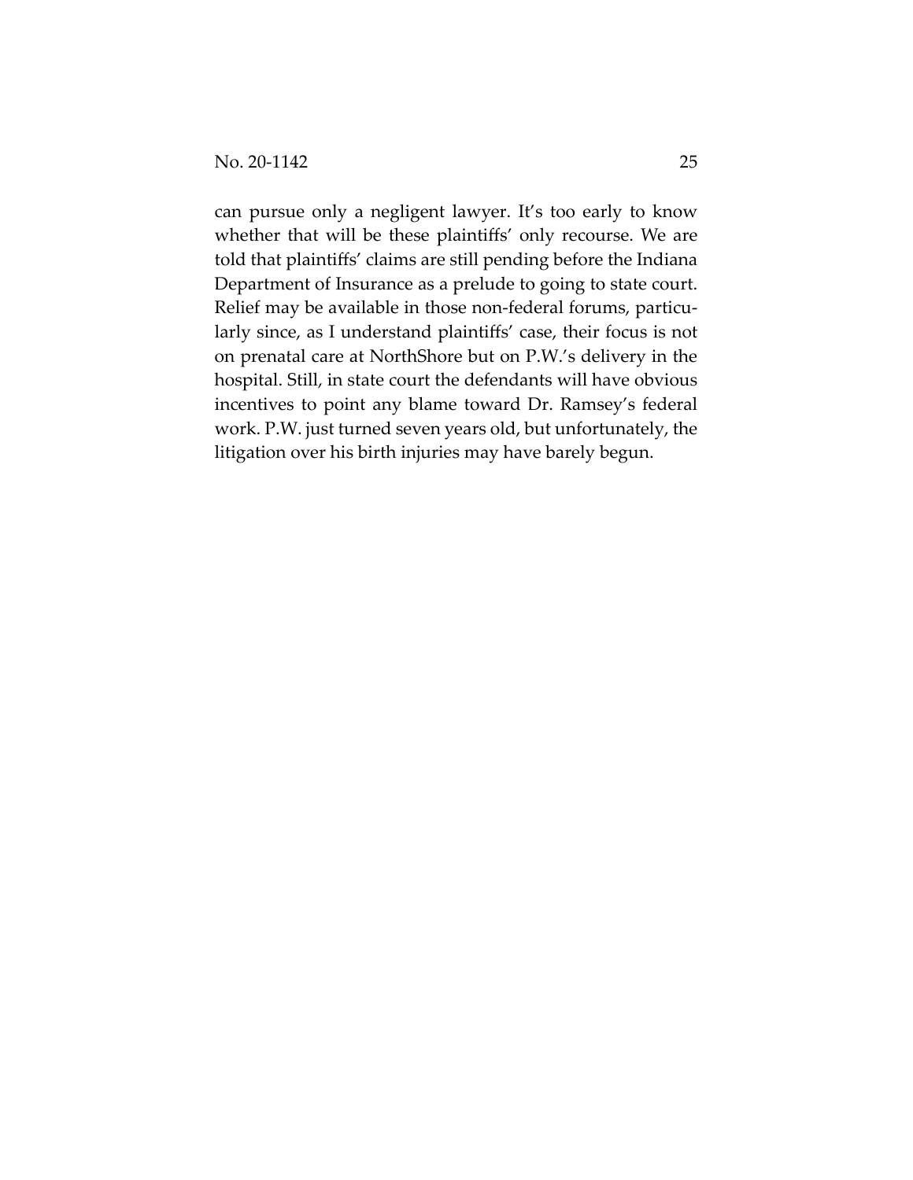can pursue only a negligent lawyer. It's too early to know whether that will be these plaintiffs' only recourse. We are told that plaintiffs' claims are still pending before the Indiana Department of Insurance as a prelude to going to state court. Relief may be available in those non-federal forums, particularly since, as I understand plaintiffs' case, their focus is not on prenatal care at NorthShore but on P.W.'s delivery in the hospital. Still, in state court the defendants will have obvious incentives to point any blame toward Dr. Ramsey's federal work. P.W. just turned seven years old, but unfortunately, the litigation over his birth injuries may have barely begun.